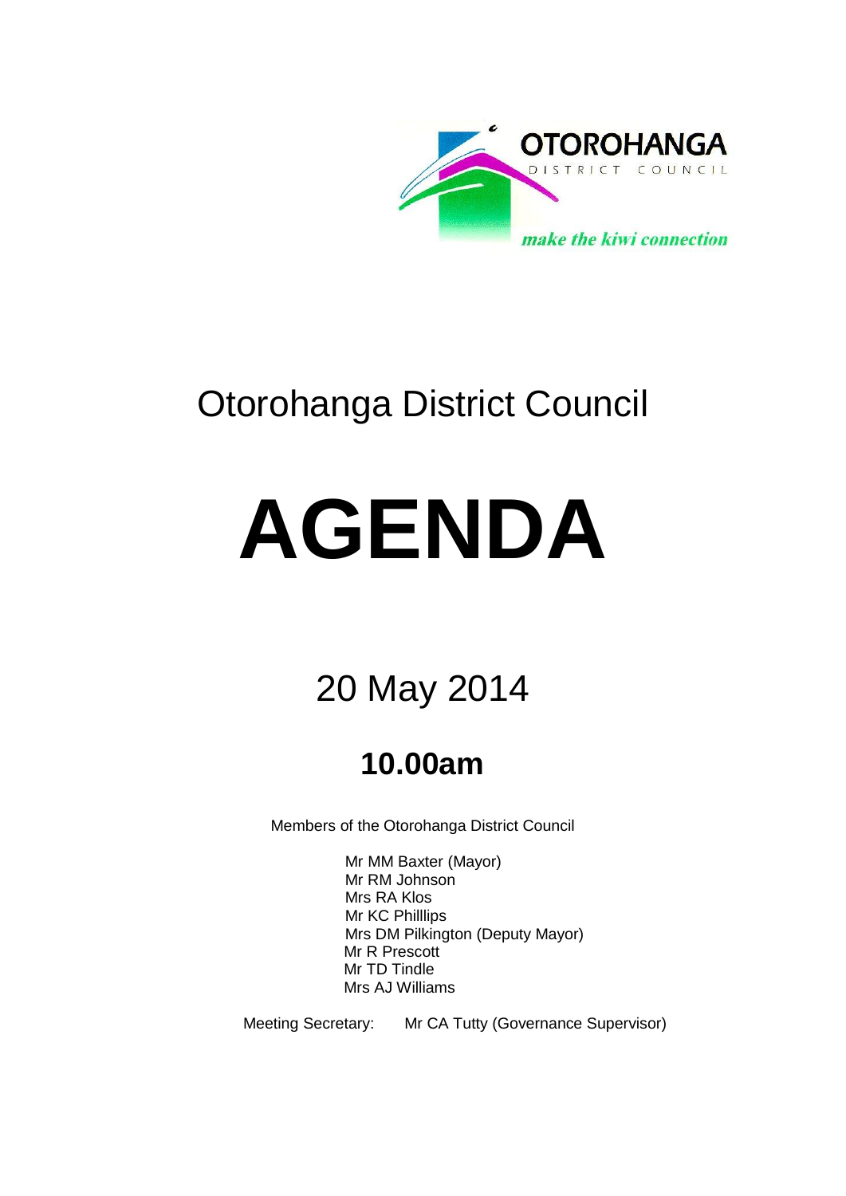OTOROHANGA
DISTRICT COUNCIL

*make the kiwi connection*

# Otorohanga District Council

# AGENDA

## 20 May 2014

## 10.00am

Members of the Otorohanga District Council

Mr MM Baxter (Mayor)
Mr RM Johnson
Mrs RA Klos
Mr KC Philllips
Mrs DM Pilkington (Deputy Mayor)
Mr R Prescott
Mr TD Tindle
Mrs AJ Williams

Meeting Secretary: Mr CA Tutty (Governance Supervisor)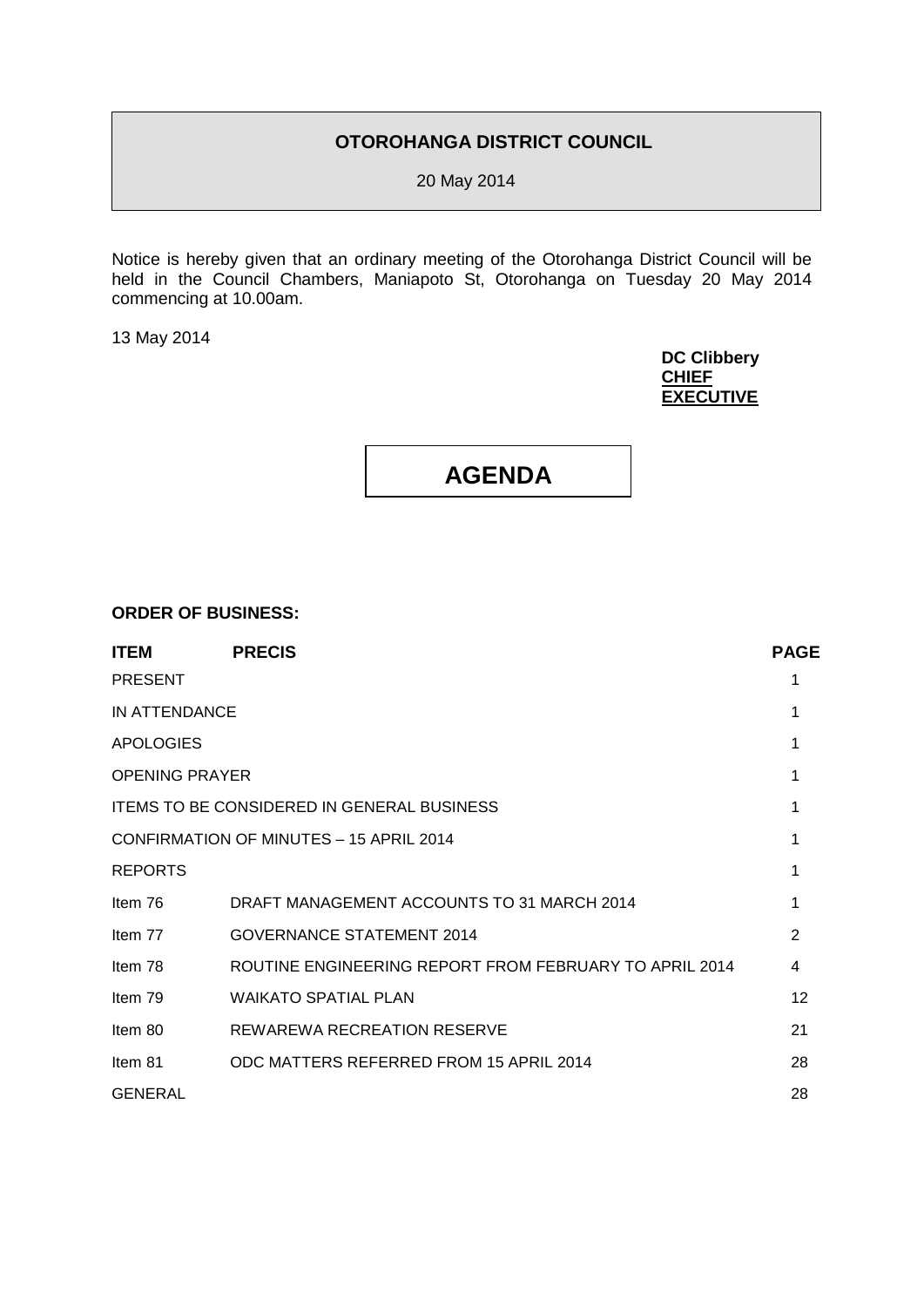# OTOROHANGA DISTRICT COUNCIL

20 May 2014

Notice is hereby given that an ordinary meeting of the Otorohanga District Council will be held in the Council Chambers, Maniapoto St, Otorohanga on Tuesday 20 May 2014 commencing at 10.00am.

13 May 2014

**DC Clibbery**
**CHIEF EXECUTIVE**

# AGENDA

**ORDER OF BUSINESS:**

| ITEM | PRECIS | PAGE |
|---|---|---|
| PRESENT | | 1 |
| IN ATTENDANCE | | 1 |
| APOLOGIES | | 1 |
| OPENING PRAYER | | 1 |
| ITEMS TO BE CONSIDERED IN GENERAL BUSINESS | | 1 |
| CONFIRMATION OF MINUTES – 15 APRIL 2014 | | 1 |
| REPORTS | | 1 |
| Item 76 | DRAFT MANAGEMENT ACCOUNTS TO 31 MARCH 2014 | 1 |
| Item 77 | GOVERNANCE STATEMENT 2014 | 2 |
| Item 78 | ROUTINE ENGINEERING REPORT FROM FEBRUARY TO APRIL 2014 | 4 |
| Item 79 | WAIKATO SPATIAL PLAN | 12 |
| Item 80 | REWAREWA RECREATION RESERVE | 21 |
| Item 81 | ODC MATTERS REFERRED FROM 15 APRIL 2014 | 28 |
| GENERAL | | 28 |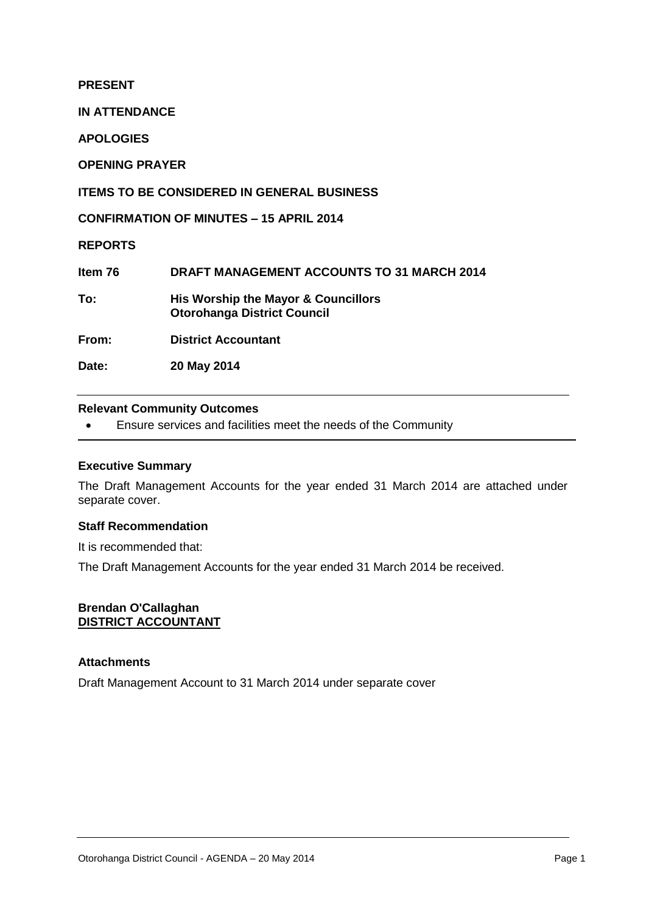**PRESENT**

**IN ATTENDANCE**

**APOLOGIES**

**OPENING PRAYER**

**ITEMS TO BE CONSIDERED IN GENERAL BUSINESS**

**CONFIRMATION OF MINUTES – 15 APRIL 2014**

**REPORTS**

| | |
|---|---|
| **Item 76** | **DRAFT MANAGEMENT ACCOUNTS TO 31 MARCH 2014** |
| **To:** | **His Worship the Mayor & Councillors**<br>**Otorohanga District Council** |
| **From:** | **District Accountant** |
| **Date:** | **20 May 2014** |

**Relevant Community Outcomes**

- Ensure services and facilities meet the needs of the Community

**Executive Summary**

The Draft Management Accounts for the year ended 31 March 2014 are attached under separate cover.

**Staff Recommendation**

It is recommended that:

The Draft Management Accounts for the year ended 31 March 2014 be received.

**Brendan O'Callaghan**
**DISTRICT ACCOUNTANT**

**Attachments**

Draft Management Account to 31 March 2014 under separate cover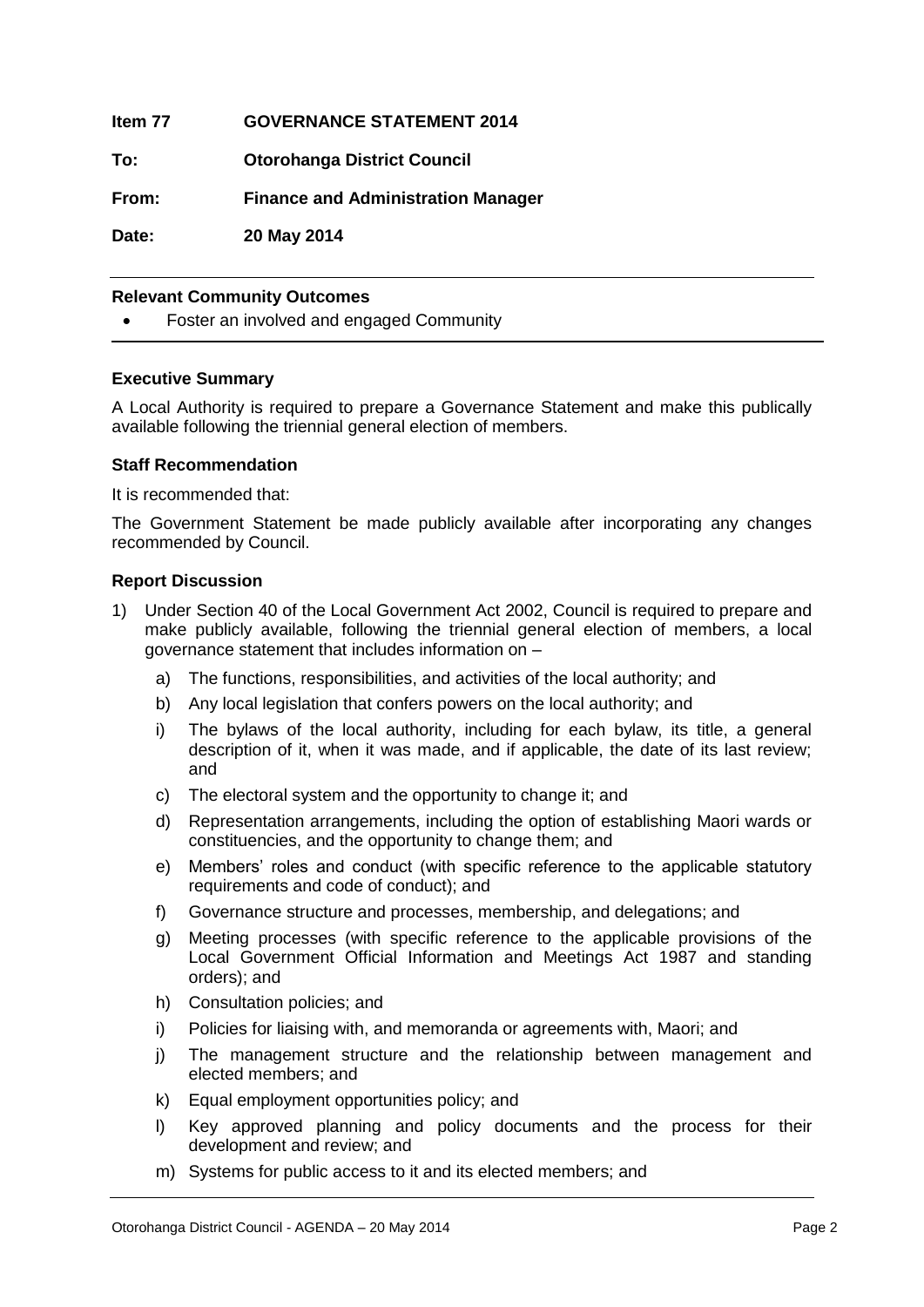**Item 77** **GOVERNANCE STATEMENT 2014**

**To:** **Otorohanga District Council**

**From:** **Finance and Administration Manager**

**Date:** **20 May 2014**

---

**Relevant Community Outcomes**

- Foster an involved and engaged Community

---

**Executive Summary**

A Local Authority is required to prepare a Governance Statement and make this publically available following the triennial general election of members.

**Staff Recommendation**

It is recommended that:

The Government Statement be made publicly available after incorporating any changes recommended by Council.

**Report Discussion**

1) Under Section 40 of the Local Government Act 2002, Council is required to prepare and make publicly available, following the triennial general election of members, a local governance statement that includes information on –

   a) The functions, responsibilities, and activities of the local authority; and

   b) Any local legislation that confers powers on the local authority; and

   i) The bylaws of the local authority, including for each bylaw, its title, a general description of it, when it was made, and if applicable, the date of its last review; and

   c) The electoral system and the opportunity to change it; and

   d) Representation arrangements, including the option of establishing Maori wards or constituencies, and the opportunity to change them; and

   e) Members' roles and conduct (with specific reference to the applicable statutory requirements and code of conduct); and

   f) Governance structure and processes, membership, and delegations; and

   g) Meeting processes (with specific reference to the applicable provisions of the Local Government Official Information and Meetings Act 1987 and standing orders); and

   h) Consultation policies; and

   i) Policies for liaising with, and memoranda or agreements with, Maori; and

   j) The management structure and the relationship between management and elected members; and

   k) Equal employment opportunities policy; and

   l) Key approved planning and policy documents and the process for their development and review; and

   m) Systems for public access to it and its elected members; and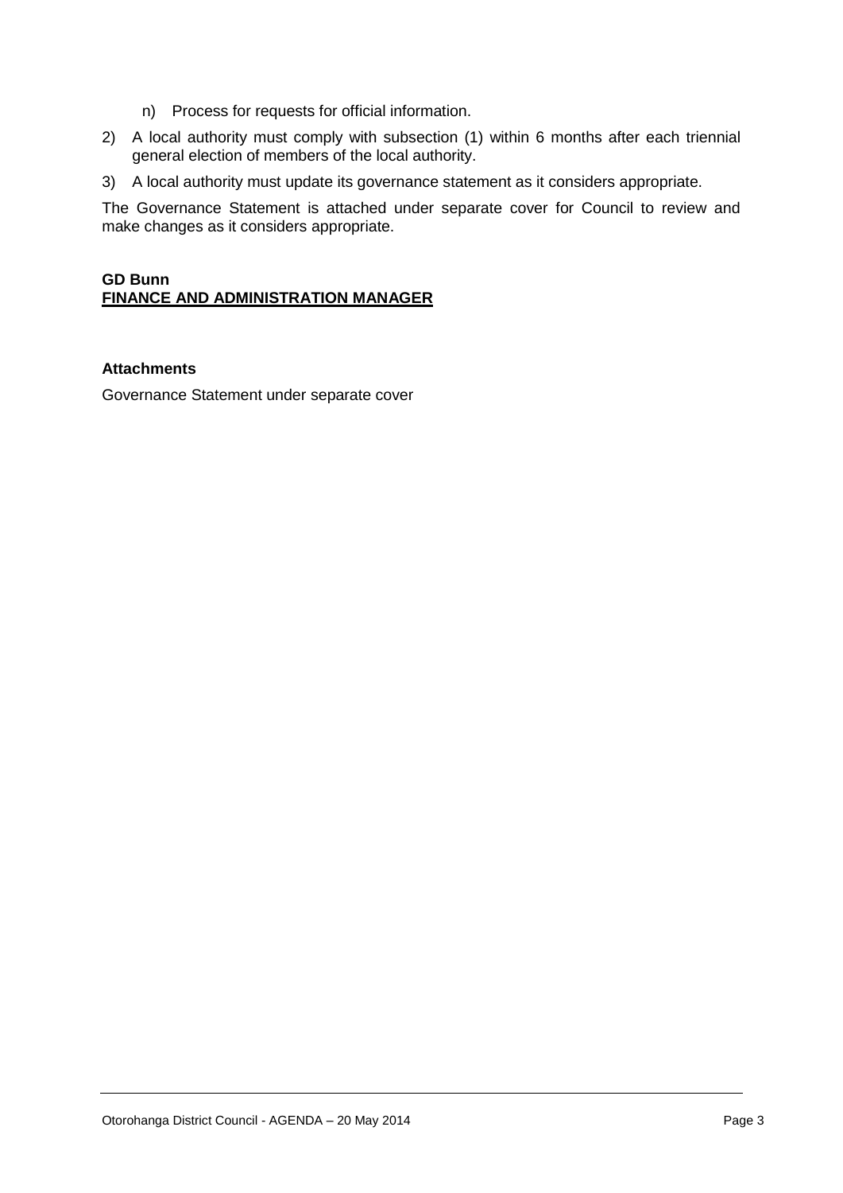n) Process for requests for official information.

2) A local authority must comply with subsection (1) within 6 months after each triennial general election of members of the local authority.

3) A local authority must update its governance statement as it considers appropriate.

The Governance Statement is attached under separate cover for Council to review and make changes as it considers appropriate.

**GD Bunn**
**FINANCE AND ADMINISTRATION MANAGER**

**Attachments**

Governance Statement under separate cover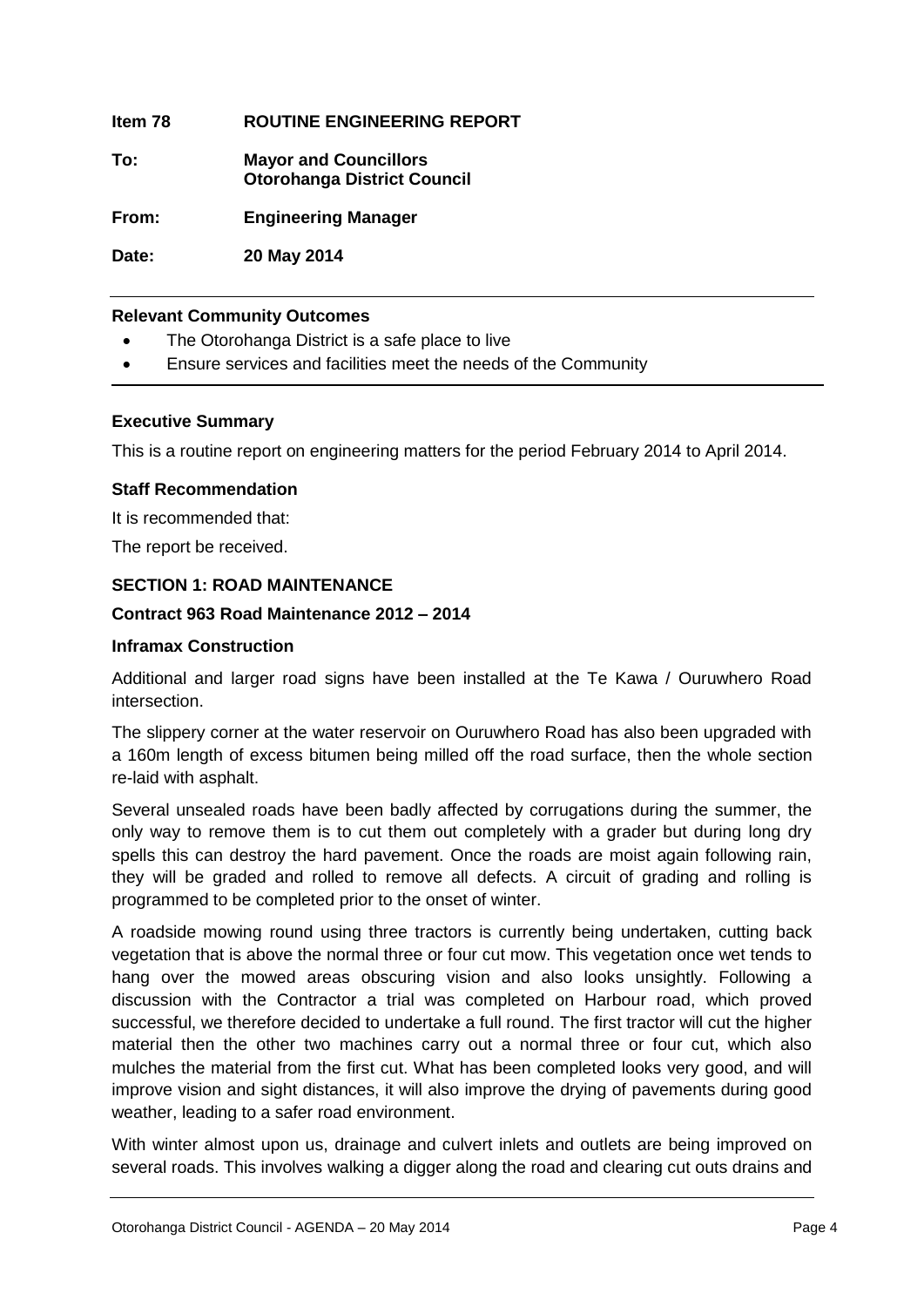**Item 78 ROUTINE ENGINEERING REPORT**

**To: Mayor and Councillors**
**Otorohanga District Council**

**From: Engineering Manager**

**Date: 20 May 2014**

---

**Relevant Community Outcomes**

- The Otorohanga District is a safe place to live
- Ensure services and facilities meet the needs of the Community

---

**Executive Summary**

This is a routine report on engineering matters for the period February 2014 to April 2014.

**Staff Recommendation**

It is recommended that:

The report be received.

**SECTION 1: ROAD MAINTENANCE**

**Contract 963 Road Maintenance 2012 – 2014**

**Inframax Construction**

Additional and larger road signs have been installed at the Te Kawa / Ouruwhero Road intersection.

The slippery corner at the water reservoir on Ouruwhero Road has also been upgraded with a 160m length of excess bitumen being milled off the road surface, then the whole section re-laid with asphalt.

Several unsealed roads have been badly affected by corrugations during the summer, the only way to remove them is to cut them out completely with a grader but during long dry spells this can destroy the hard pavement. Once the roads are moist again following rain, they will be graded and rolled to remove all defects. A circuit of grading and rolling is programmed to be completed prior to the onset of winter.

A roadside mowing round using three tractors is currently being undertaken, cutting back vegetation that is above the normal three or four cut mow. This vegetation once wet tends to hang over the mowed areas obscuring vision and also looks unsightly. Following a discussion with the Contractor a trial was completed on Harbour road, which proved successful, we therefore decided to undertake a full round. The first tractor will cut the higher material then the other two machines carry out a normal three or four cut, which also mulches the material from the first cut. What has been completed looks very good, and will improve vision and sight distances, it will also improve the drying of pavements during good weather, leading to a safer road environment.

With winter almost upon us, drainage and culvert inlets and outlets are being improved on several roads. This involves walking a digger along the road and clearing cut outs drains and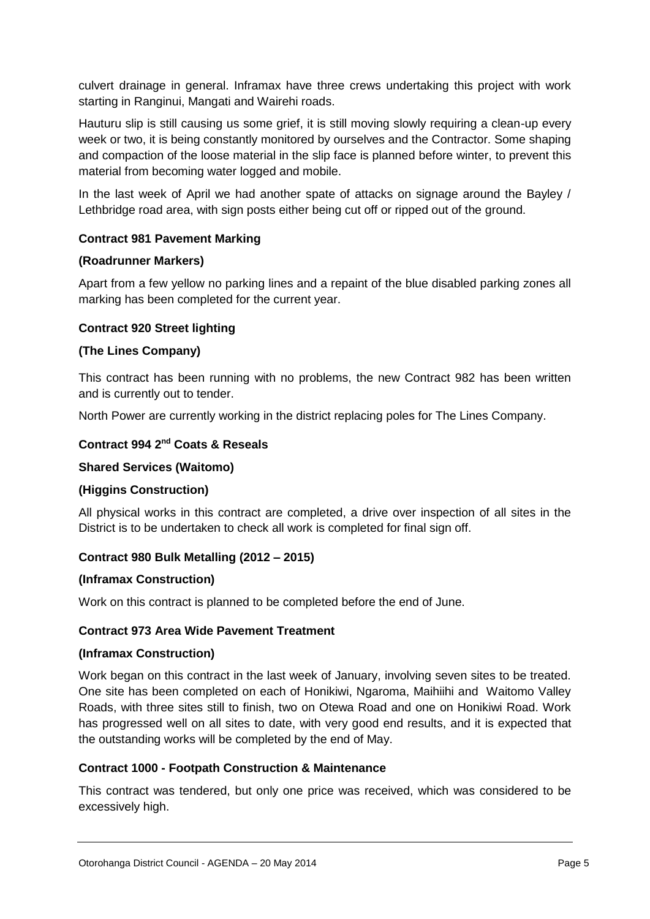culvert drainage in general. Inframax have three crews undertaking this project with work starting in Ranginui, Mangati and Wairehi roads.

Hauturu slip is still causing us some grief, it is still moving slowly requiring a clean-up every week or two, it is being constantly monitored by ourselves and the Contractor. Some shaping and compaction of the loose material in the slip face is planned before winter, to prevent this material from becoming water logged and mobile.

In the last week of April we had another spate of attacks on signage around the Bayley / Lethbridge road area, with sign posts either being cut off or ripped out of the ground.

**Contract 981 Pavement Marking**

**(Roadrunner Markers)**

Apart from a few yellow no parking lines and a repaint of the blue disabled parking zones all marking has been completed for the current year.

**Contract 920 Street lighting**

**(The Lines Company)**

This contract has been running with no problems, the new Contract 982 has been written and is currently out to tender.

North Power are currently working in the district replacing poles for The Lines Company.

**Contract 994 2nd Coats & Reseals**

**Shared Services (Waitomo)**

**(Higgins Construction)**

All physical works in this contract are completed, a drive over inspection of all sites in the District is to be undertaken to check all work is completed for final sign off.

**Contract 980 Bulk Metalling (2012 – 2015)**

**(Inframax Construction)**

Work on this contract is planned to be completed before the end of June.

**Contract 973 Area Wide Pavement Treatment**

**(Inframax Construction)**

Work began on this contract in the last week of January, involving seven sites to be treated. One site has been completed on each of Honikiwi, Ngaroma, Maihiihi and Waitomo Valley Roads, with three sites still to finish, two on Otewa Road and one on Honikiwi Road. Work has progressed well on all sites to date, with very good end results, and it is expected that the outstanding works will be completed by the end of May.

**Contract 1000 - Footpath Construction & Maintenance**

This contract was tendered, but only one price was received, which was considered to be excessively high.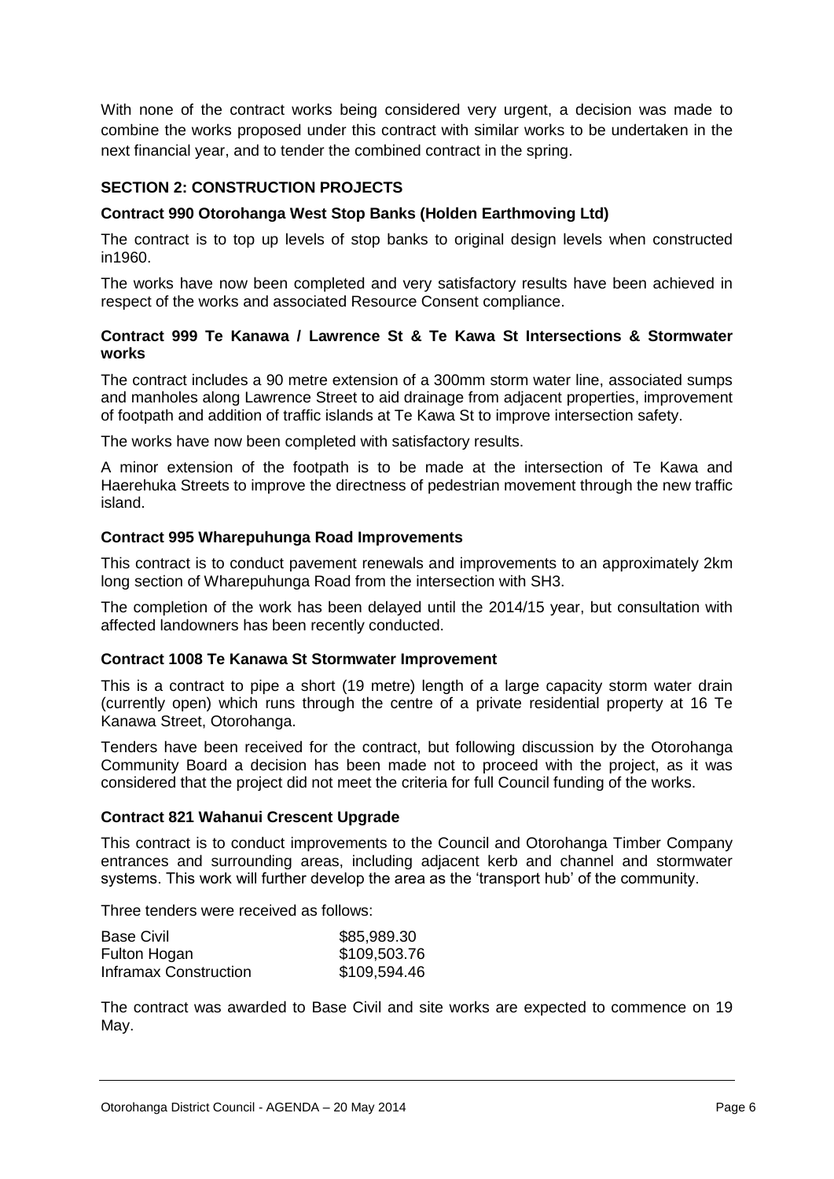With none of the contract works being considered very urgent, a decision was made to combine the works proposed under this contract with similar works to be undertaken in the next financial year, and to tender the combined contract in the spring.

## SECTION 2: CONSTRUCTION PROJECTS

### Contract 990 Otorohanga West Stop Banks (Holden Earthmoving Ltd)

The contract is to top up levels of stop banks to original design levels when constructed in1960.

The works have now been completed and very satisfactory results have been achieved in respect of the works and associated Resource Consent compliance.

### Contract 999 Te Kanawa / Lawrence St & Te Kawa St Intersections & Stormwater works

The contract includes a 90 metre extension of a 300mm storm water line, associated sumps and manholes along Lawrence Street to aid drainage from adjacent properties, improvement of footpath and addition of traffic islands at Te Kawa St to improve intersection safety.

The works have now been completed with satisfactory results.

A minor extension of the footpath is to be made at the intersection of Te Kawa and Haerehuka Streets to improve the directness of pedestrian movement through the new traffic island.

### Contract 995 Wharepuhunga Road Improvements

This contract is to conduct pavement renewals and improvements to an approximately 2km long section of Wharepuhunga Road from the intersection with SH3.

The completion of the work has been delayed until the 2014/15 year, but consultation with affected landowners has been recently conducted.

### Contract 1008 Te Kanawa St Stormwater Improvement

This is a contract to pipe a short (19 metre) length of a large capacity storm water drain (currently open) which runs through the centre of a private residential property at 16 Te Kanawa Street, Otorohanga.

Tenders have been received for the contract, but following discussion by the Otorohanga Community Board a decision has been made not to proceed with the project, as it was considered that the project did not meet the criteria for full Council funding of the works.

### Contract 821 Wahanui Crescent Upgrade

This contract is to conduct improvements to the Council and Otorohanga Timber Company entrances and surrounding areas, including adjacent kerb and channel and stormwater systems. This work will further develop the area as the 'transport hub' of the community.

Three tenders were received as follows:

| | |
|---|---|
| Base Civil | \$85,989.30 |
| Fulton Hogan | \$109,503.76 |
| Inframax Construction | \$109,594.46 |

The contract was awarded to Base Civil and site works are expected to commence on 19 May.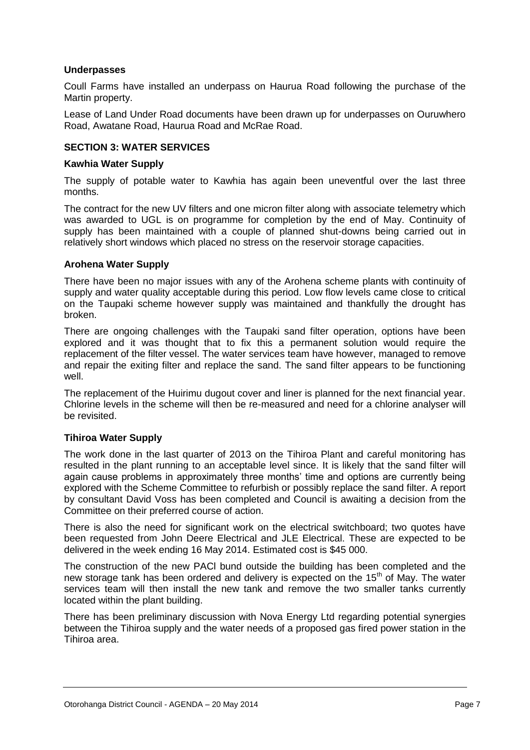### Underpasses

Coull Farms have installed an underpass on Haurua Road following the purchase of the Martin property.

Lease of Land Under Road documents have been drawn up for underpasses on Ouruwhero Road, Awatane Road, Haurua Road and McRae Road.

## SECTION 3: WATER SERVICES

### Kawhia Water Supply

The supply of potable water to Kawhia has again been uneventful over the last three months.

The contract for the new UV filters and one micron filter along with associate telemetry which was awarded to UGL is on programme for completion by the end of May. Continuity of supply has been maintained with a couple of planned shut-downs being carried out in relatively short windows which placed no stress on the reservoir storage capacities.

### Arohena Water Supply

There have been no major issues with any of the Arohena scheme plants with continuity of supply and water quality acceptable during this period. Low flow levels came close to critical on the Taupaki scheme however supply was maintained and thankfully the drought has broken.

There are ongoing challenges with the Taupaki sand filter operation, options have been explored and it was thought that to fix this a permanent solution would require the replacement of the filter vessel. The water services team have however, managed to remove and repair the exiting filter and replace the sand. The sand filter appears to be functioning well.

The replacement of the Huirimu dugout cover and liner is planned for the next financial year. Chlorine levels in the scheme will then be re-measured and need for a chlorine analyser will be revisited.

### Tihiroa Water Supply

The work done in the last quarter of 2013 on the Tihiroa Plant and careful monitoring has resulted in the plant running to an acceptable level since. It is likely that the sand filter will again cause problems in approximately three months' time and options are currently being explored with the Scheme Committee to refurbish or possibly replace the sand filter. A report by consultant David Voss has been completed and Council is awaiting a decision from the Committee on their preferred course of action.

There is also the need for significant work on the electrical switchboard; two quotes have been requested from John Deere Electrical and JLE Electrical. These are expected to be delivered in the week ending 16 May 2014. Estimated cost is $45 000.

The construction of the new PACl bund outside the building has been completed and the new storage tank has been ordered and delivery is expected on the 15th of May. The water services team will then install the new tank and remove the two smaller tanks currently located within the plant building.

There has been preliminary discussion with Nova Energy Ltd regarding potential synergies between the Tihiroa supply and the water needs of a proposed gas fired power station in the Tihiroa area.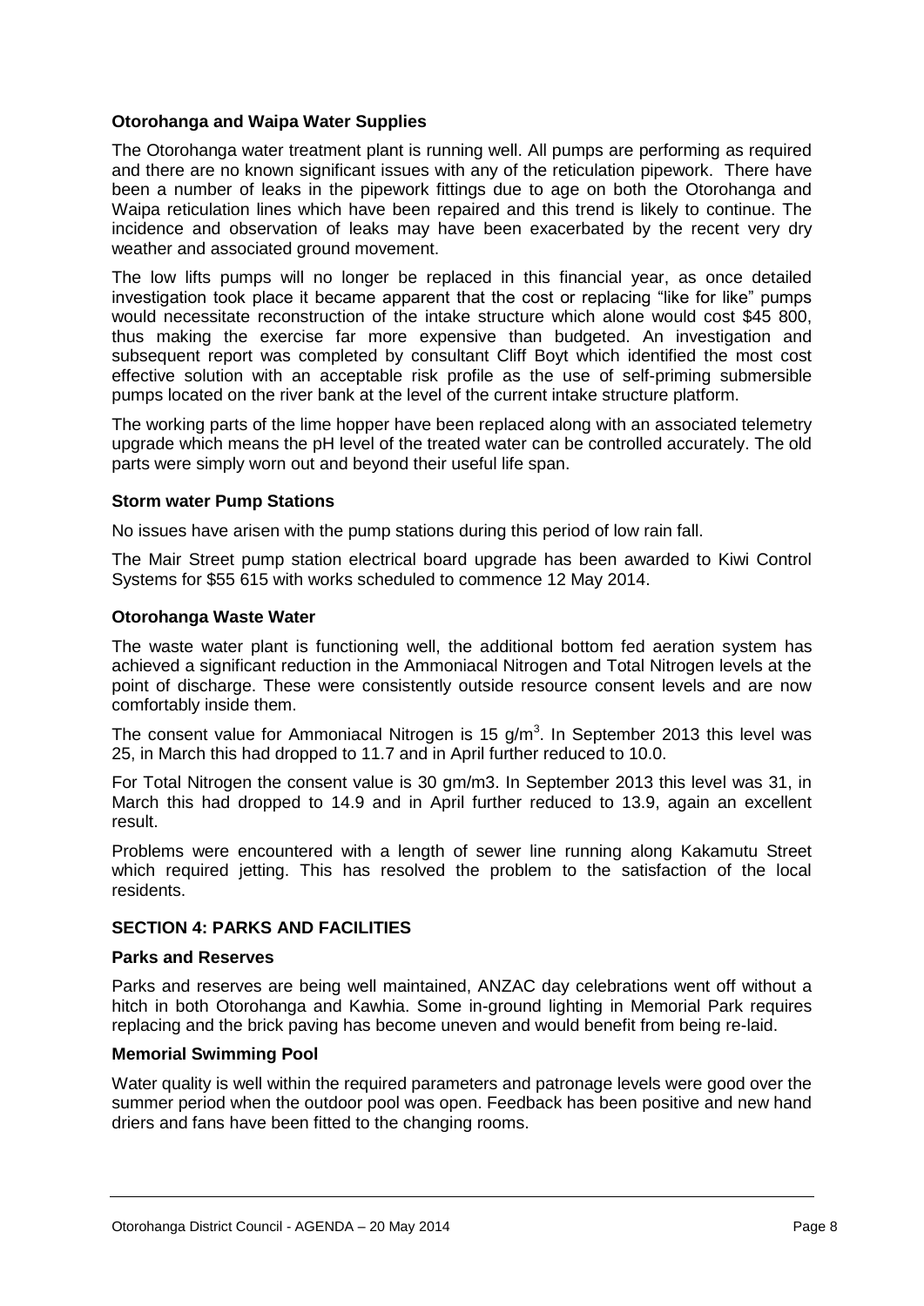**Otorohanga and Waipa Water Supplies**

The Otorohanga water treatment plant is running well. All pumps are performing as required and there are no known significant issues with any of the reticulation pipework. There have been a number of leaks in the pipework fittings due to age on both the Otorohanga and Waipa reticulation lines which have been repaired and this trend is likely to continue. The incidence and observation of leaks may have been exacerbated by the recent very dry weather and associated ground movement.

The low lifts pumps will no longer be replaced in this financial year, as once detailed investigation took place it became apparent that the cost or replacing "like for like" pumps would necessitate reconstruction of the intake structure which alone would cost $45 800, thus making the exercise far more expensive than budgeted. An investigation and subsequent report was completed by consultant Cliff Boyt which identified the most cost effective solution with an acceptable risk profile as the use of self-priming submersible pumps located on the river bank at the level of the current intake structure platform.

The working parts of the lime hopper have been replaced along with an associated telemetry upgrade which means the pH level of the treated water can be controlled accurately. The old parts were simply worn out and beyond their useful life span.

**Storm water Pump Stations**

No issues have arisen with the pump stations during this period of low rain fall.

The Mair Street pump station electrical board upgrade has been awarded to Kiwi Control Systems for $55 615 with works scheduled to commence 12 May 2014.

**Otorohanga Waste Water**

The waste water plant is functioning well, the additional bottom fed aeration system has achieved a significant reduction in the Ammoniacal Nitrogen and Total Nitrogen levels at the point of discharge. These were consistently outside resource consent levels and are now comfortably inside them.

The consent value for Ammoniacal Nitrogen is 15 $g/m^3$. In September 2013 this level was 25, in March this had dropped to 11.7 and in April further reduced to 10.0.

For Total Nitrogen the consent value is 30 gm/m3. In September 2013 this level was 31, in March this had dropped to 14.9 and in April further reduced to 13.9, again an excellent result.

Problems were encountered with a length of sewer line running along Kakamutu Street which required jetting. This has resolved the problem to the satisfaction of the local residents.

## SECTION 4: PARKS AND FACILITIES

**Parks and Reserves**

Parks and reserves are being well maintained, ANZAC day celebrations went off without a hitch in both Otorohanga and Kawhia. Some in-ground lighting in Memorial Park requires replacing and the brick paving has become uneven and would benefit from being re-laid.

**Memorial Swimming Pool**

Water quality is well within the required parameters and patronage levels were good over the summer period when the outdoor pool was open. Feedback has been positive and new hand driers and fans have been fitted to the changing rooms.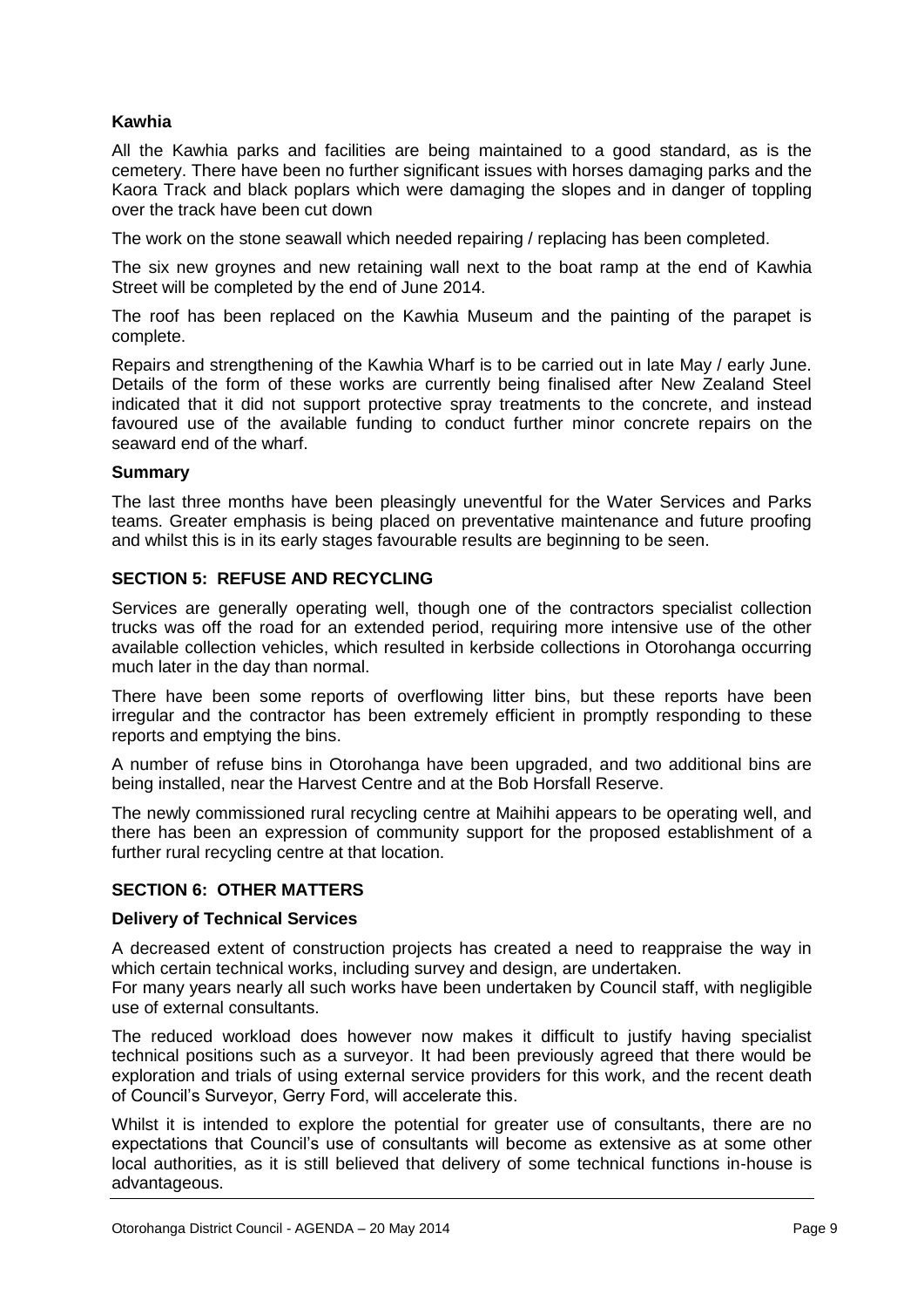**Kawhia**

All the Kawhia parks and facilities are being maintained to a good standard, as is the cemetery. There have been no further significant issues with horses damaging parks and the Kaora Track and black poplars which were damaging the slopes and in danger of toppling over the track have been cut down

The work on the stone seawall which needed repairing / replacing has been completed.

The six new groynes and new retaining wall next to the boat ramp at the end of Kawhia Street will be completed by the end of June 2014.

The roof has been replaced on the Kawhia Museum and the painting of the parapet is complete.

Repairs and strengthening of the Kawhia Wharf is to be carried out in late May / early June. Details of the form of these works are currently being finalised after New Zealand Steel indicated that it did not support protective spray treatments to the concrete, and instead favoured use of the available funding to conduct further minor concrete repairs on the seaward end of the wharf.

**Summary**

The last three months have been pleasingly uneventful for the Water Services and Parks teams. Greater emphasis is being placed on preventative maintenance and future proofing and whilst this is in its early stages favourable results are beginning to be seen.

## SECTION 5: REFUSE AND RECYCLING

Services are generally operating well, though one of the contractors specialist collection trucks was off the road for an extended period, requiring more intensive use of the other available collection vehicles, which resulted in kerbside collections in Otorohanga occurring much later in the day than normal.

There have been some reports of overflowing litter bins, but these reports have been irregular and the contractor has been extremely efficient in promptly responding to these reports and emptying the bins.

A number of refuse bins in Otorohanga have been upgraded, and two additional bins are being installed, near the Harvest Centre and at the Bob Horsfall Reserve.

The newly commissioned rural recycling centre at Maihihi appears to be operating well, and there has been an expression of community support for the proposed establishment of a further rural recycling centre at that location.

## SECTION 6: OTHER MATTERS

**Delivery of Technical Services**

A decreased extent of construction projects has created a need to reappraise the way in which certain technical works, including survey and design, are undertaken.
For many years nearly all such works have been undertaken by Council staff, with negligible use of external consultants.

The reduced workload does however now makes it difficult to justify having specialist technical positions such as a surveyor. It had been previously agreed that there would be exploration and trials of using external service providers for this work, and the recent death of Council's Surveyor, Gerry Ford, will accelerate this.

Whilst it is intended to explore the potential for greater use of consultants, there are no expectations that Council's use of consultants will become as extensive as at some other local authorities, as it is still believed that delivery of some technical functions in-house is advantageous.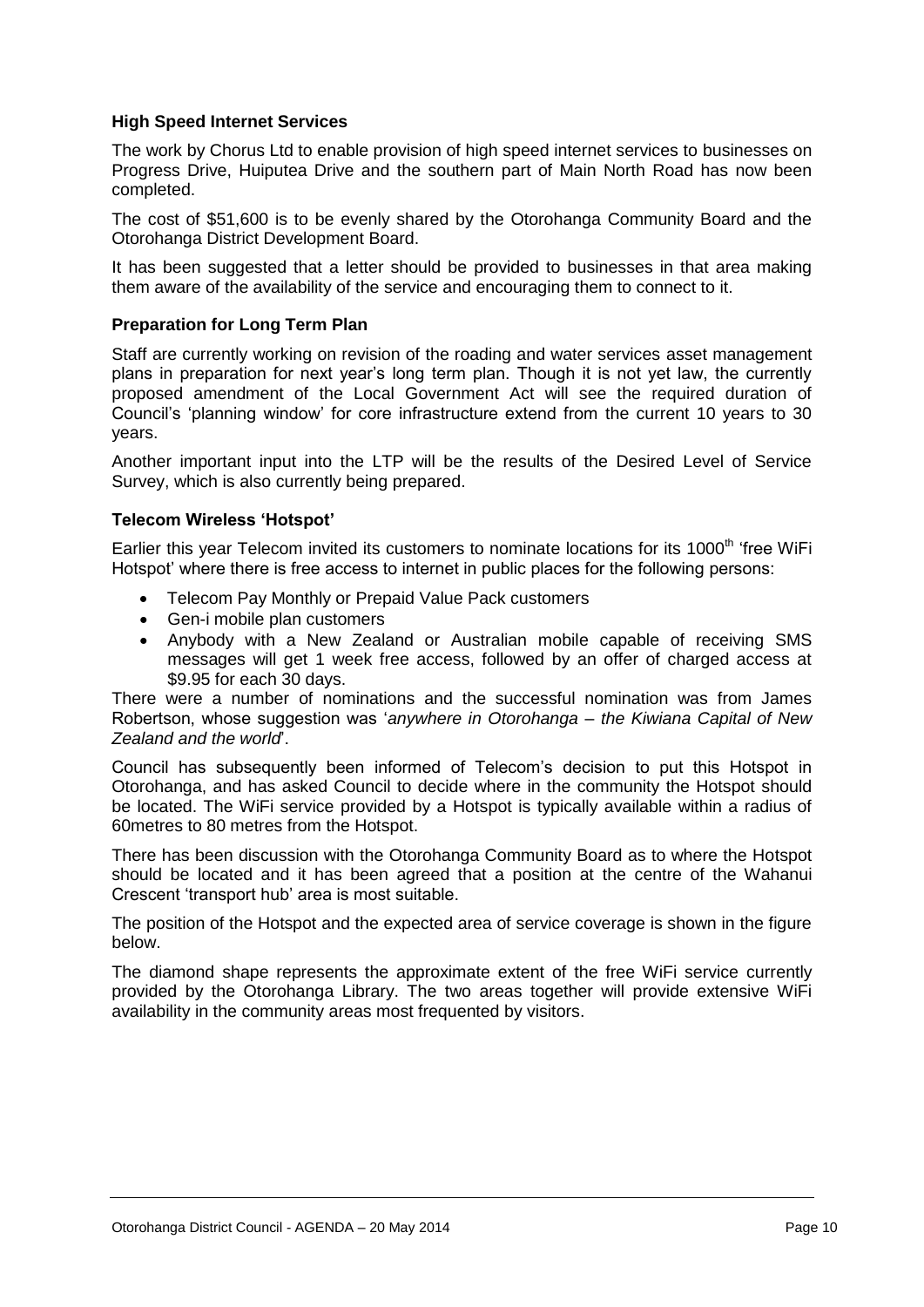### High Speed Internet Services

The work by Chorus Ltd to enable provision of high speed internet services to businesses on Progress Drive, Huiputea Drive and the southern part of Main North Road has now been completed.

The cost of $51,600 is to be evenly shared by the Otorohanga Community Board and the Otorohanga District Development Board.

It has been suggested that a letter should be provided to businesses in that area making them aware of the availability of the service and encouraging them to connect to it.

### Preparation for Long Term Plan

Staff are currently working on revision of the roading and water services asset management plans in preparation for next year's long term plan. Though it is not yet law, the currently proposed amendment of the Local Government Act will see the required duration of Council's 'planning window' for core infrastructure extend from the current 10 years to 30 years.

Another important input into the LTP will be the results of the Desired Level of Service Survey, which is also currently being prepared.

### Telecom Wireless 'Hotspot'

Earlier this year Telecom invited its customers to nominate locations for its 1000th 'free WiFi Hotspot' where there is free access to internet in public places for the following persons:

- Telecom Pay Monthly or Prepaid Value Pack customers
- Gen-i mobile plan customers
- Anybody with a New Zealand or Australian mobile capable of receiving SMS messages will get 1 week free access, followed by an offer of charged access at $9.95 for each 30 days.

There were a number of nominations and the successful nomination was from James Robertson, whose suggestion was '*anywhere in Otorohanga – the Kiwiana Capital of New Zealand and the world*'.

Council has subsequently been informed of Telecom's decision to put this Hotspot in Otorohanga, and has asked Council to decide where in the community the Hotspot should be located. The WiFi service provided by a Hotspot is typically available within a radius of 60metres to 80 metres from the Hotspot.

There has been discussion with the Otorohanga Community Board as to where the Hotspot should be located and it has been agreed that a position at the centre of the Wahanui Crescent 'transport hub' area is most suitable.

The position of the Hotspot and the expected area of service coverage is shown in the figure below.

The diamond shape represents the approximate extent of the free WiFi service currently provided by the Otorohanga Library. The two areas together will provide extensive WiFi availability in the community areas most frequented by visitors.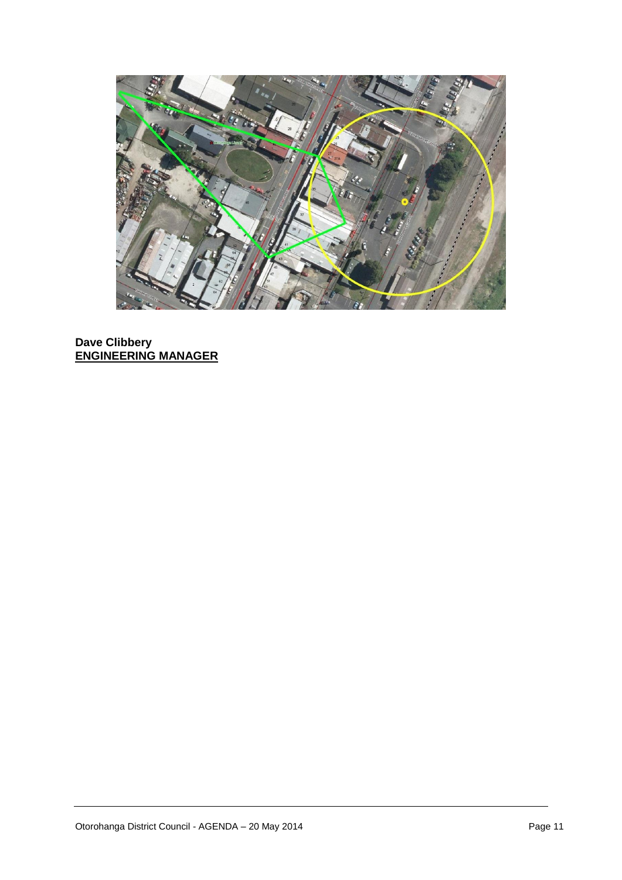**Dave Clibbery**
**ENGINEERING MANAGER**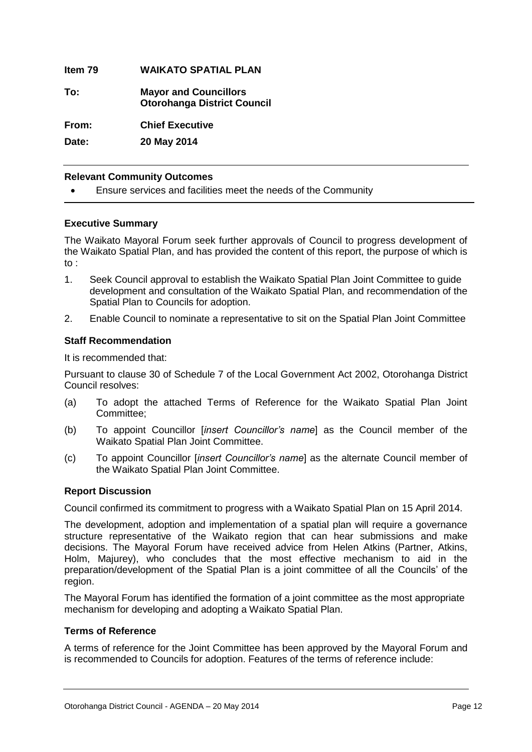**Item 79 WAIKATO SPATIAL PLAN**

**To: Mayor and Councillors**
**Otorohanga District Council**

**From: Chief Executive**

**Date: 20 May 2014**

---

**Relevant Community Outcomes**

- Ensure services and facilities meet the needs of the Community

---

**Executive Summary**

The Waikato Mayoral Forum seek further approvals of Council to progress development of the Waikato Spatial Plan, and has provided the content of this report, the purpose of which is to :

1. Seek Council approval to establish the Waikato Spatial Plan Joint Committee to guide development and consultation of the Waikato Spatial Plan, and recommendation of the Spatial Plan to Councils for adoption.
2. Enable Council to nominate a representative to sit on the Spatial Plan Joint Committee

**Staff Recommendation**

It is recommended that:

Pursuant to clause 30 of Schedule 7 of the Local Government Act 2002, Otorohanga District Council resolves:

(a) To adopt the attached Terms of Reference for the Waikato Spatial Plan Joint Committee;

(b) To appoint Councillor [*insert Councillor's name*] as the Council member of the Waikato Spatial Plan Joint Committee.

(c) To appoint Councillor [*insert Councillor's name*] as the alternate Council member of the Waikato Spatial Plan Joint Committee.

**Report Discussion**

Council confirmed its commitment to progress with a Waikato Spatial Plan on 15 April 2014.

The development, adoption and implementation of a spatial plan will require a governance structure representative of the Waikato region that can hear submissions and make decisions. The Mayoral Forum have received advice from Helen Atkins (Partner, Atkins, Holm, Majurey), who concludes that the most effective mechanism to aid in the preparation/development of the Spatial Plan is a joint committee of all the Councils' of the region.

The Mayoral Forum has identified the formation of a joint committee as the most appropriate mechanism for developing and adopting a Waikato Spatial Plan.

**Terms of Reference**

A terms of reference for the Joint Committee has been approved by the Mayoral Forum and is recommended to Councils for adoption. Features of the terms of reference include: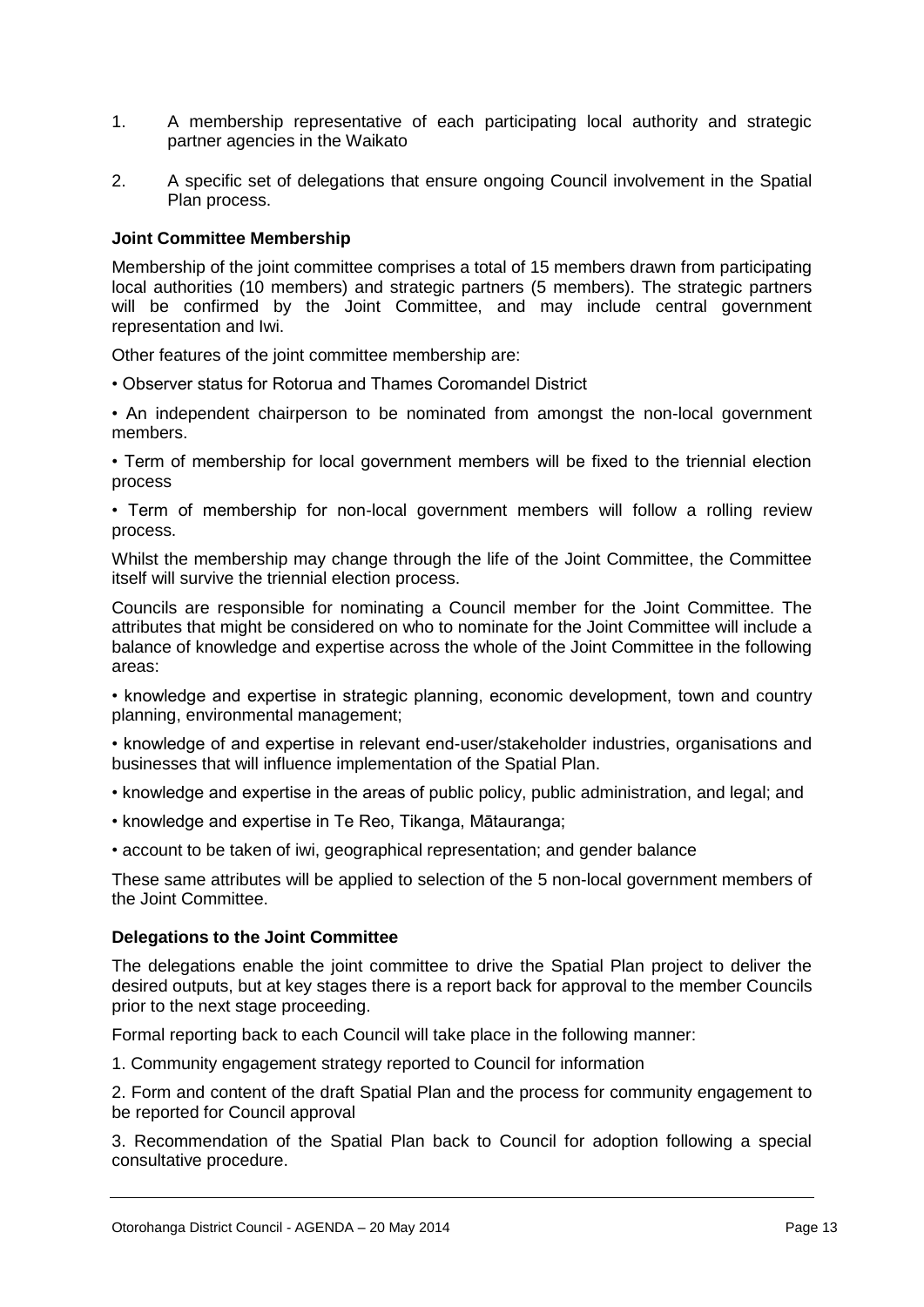1. A membership representative of each participating local authority and strategic partner agencies in the Waikato

2. A specific set of delegations that ensure ongoing Council involvement in the Spatial Plan process.

**Joint Committee Membership**

Membership of the joint committee comprises a total of 15 members drawn from participating local authorities (10 members) and strategic partners (5 members). The strategic partners will be confirmed by the Joint Committee, and may include central government representation and Iwi.

Other features of the joint committee membership are:

• Observer status for Rotorua and Thames Coromandel District

• An independent chairperson to be nominated from amongst the non-local government members.

• Term of membership for local government members will be fixed to the triennial election process

• Term of membership for non-local government members will follow a rolling review process.

Whilst the membership may change through the life of the Joint Committee, the Committee itself will survive the triennial election process.

Councils are responsible for nominating a Council member for the Joint Committee. The attributes that might be considered on who to nominate for the Joint Committee will include a balance of knowledge and expertise across the whole of the Joint Committee in the following areas:

• knowledge and expertise in strategic planning, economic development, town and country planning, environmental management;

• knowledge of and expertise in relevant end-user/stakeholder industries, organisations and businesses that will influence implementation of the Spatial Plan.

• knowledge and expertise in the areas of public policy, public administration, and legal; and

• knowledge and expertise in Te Reo, Tikanga, Mātauranga;

• account to be taken of iwi, geographical representation; and gender balance

These same attributes will be applied to selection of the 5 non-local government members of the Joint Committee.

**Delegations to the Joint Committee**

The delegations enable the joint committee to drive the Spatial Plan project to deliver the desired outputs, but at key stages there is a report back for approval to the member Councils prior to the next stage proceeding.

Formal reporting back to each Council will take place in the following manner:

1. Community engagement strategy reported to Council for information

2. Form and content of the draft Spatial Plan and the process for community engagement to be reported for Council approval

3. Recommendation of the Spatial Plan back to Council for adoption following a special consultative procedure.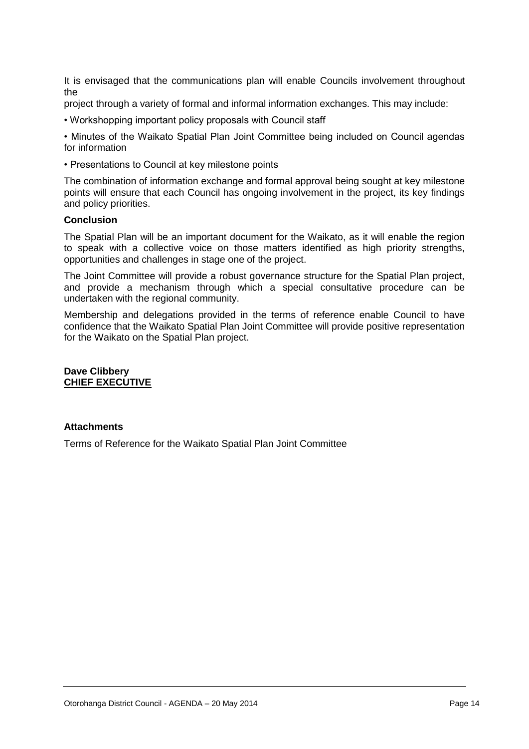It is envisaged that the communications plan will enable Councils involvement throughout the project through a variety of formal and informal information exchanges. This may include:

- Workshopping important policy proposals with Council staff
- Minutes of the Waikato Spatial Plan Joint Committee being included on Council agendas for information
- Presentations to Council at key milestone points

The combination of information exchange and formal approval being sought at key milestone points will ensure that each Council has ongoing involvement in the project, its key findings and policy priorities.

**Conclusion**

The Spatial Plan will be an important document for the Waikato, as it will enable the region to speak with a collective voice on those matters identified as high priority strengths, opportunities and challenges in stage one of the project.

The Joint Committee will provide a robust governance structure for the Spatial Plan project, and provide a mechanism through which a special consultative procedure can be undertaken with the regional community.

Membership and delegations provided in the terms of reference enable Council to have confidence that the Waikato Spatial Plan Joint Committee will provide positive representation for the Waikato on the Spatial Plan project.

**Dave Clibbery**
**CHIEF EXECUTIVE**

**Attachments**

Terms of Reference for the Waikato Spatial Plan Joint Committee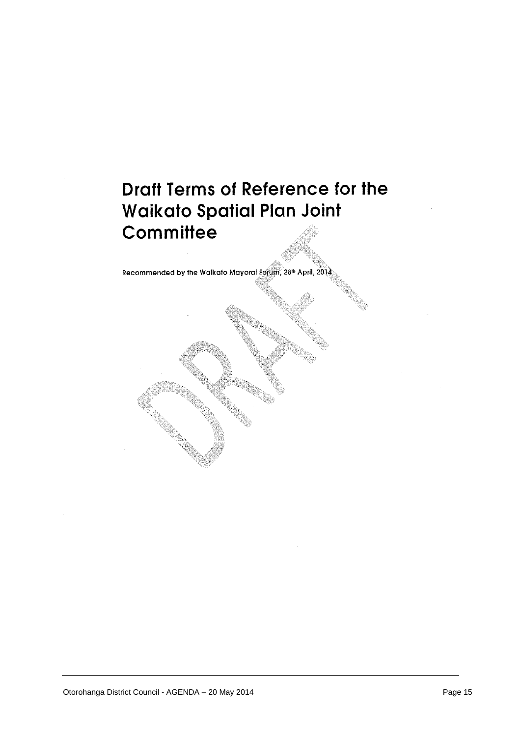# Draft Terms of Reference for the Waikato Spatial Plan Joint Committee

Recommended by the Waikato Mayoral Forum, 28th April, 2014.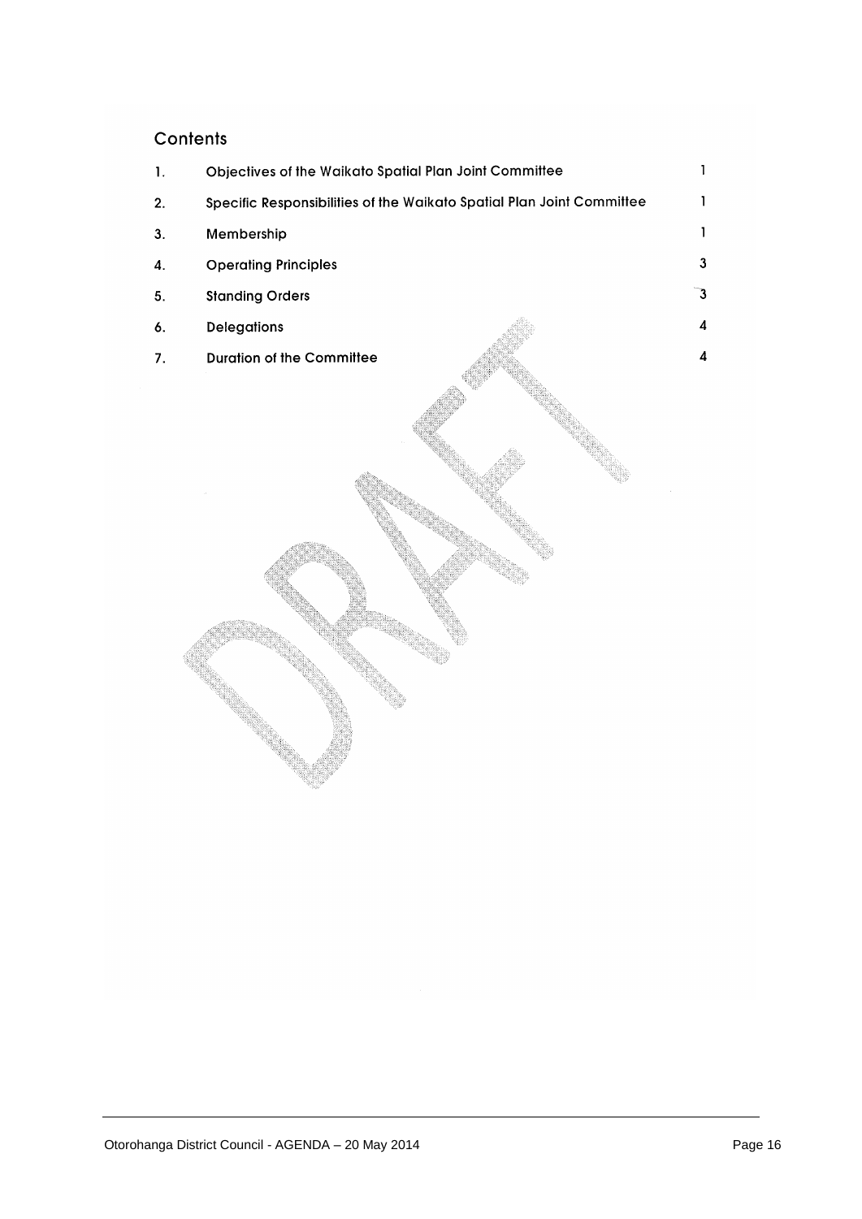## Contents

| | | |
|---|---|---|
| 1. | Objectives of the Waikato Spatial Plan Joint Committee | 1 |
| 2. | Specific Responsibilities of the Waikato Spatial Plan Joint Committee | 1 |
| 3. | Membership | 1 |
| 4. | Operating Principles | 3 |
| 5. | Standing Orders | 3 |
| 6. | Delegations | 4 |
| 7. | Duration of the Committee | 4 |

DRAFT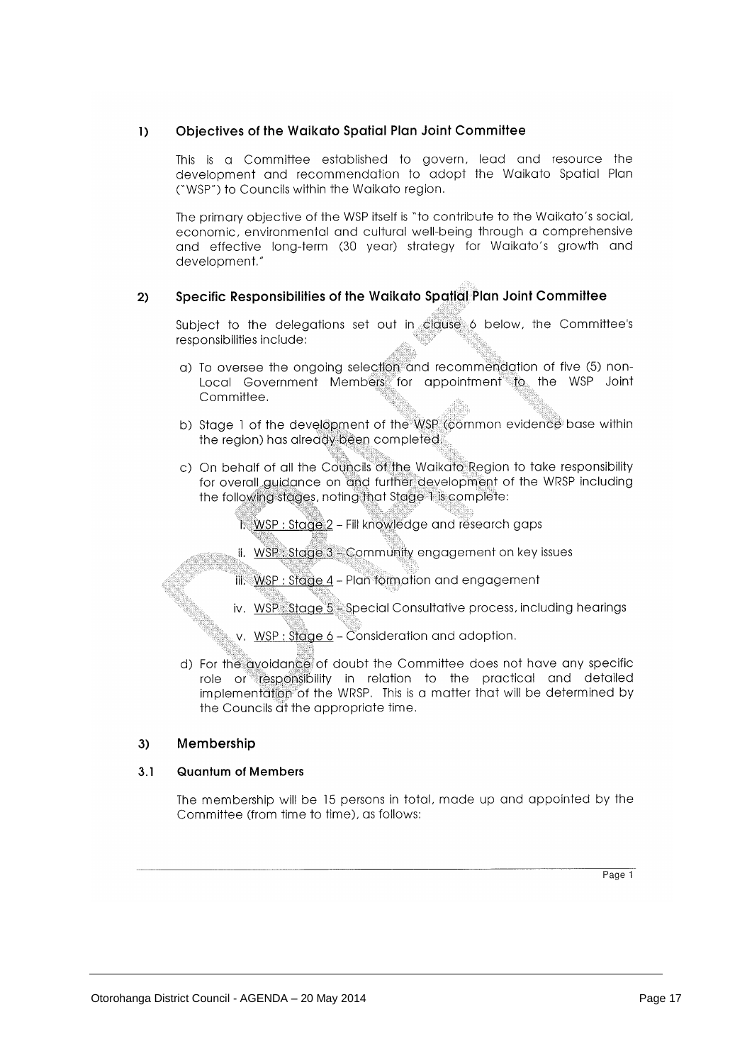## 1) Objectives of the Waikato Spatial Plan Joint Committee

This is a Committee established to govern, lead and resource the development and recommendation to adopt the Waikato Spatial Plan ("WSP") to Councils within the Waikato region.

The primary objective of the WSP itself is "to contribute to the Waikato's social, economic, environmental and cultural well-being through a comprehensive and effective long-term (30 year) strategy for Waikato's growth and development."

## 2) Specific Responsibilities of the Waikato Spatial Plan Joint Committee

Subject to the delegations set out in clause 6 below, the Committee's responsibilities include:

a) To oversee the ongoing selection and recommendation of five (5) non-Local Government Members for appointment to the WSP Joint Committee.

b) Stage 1 of the development of the WSP (common evidence base within the region) has already been completed.

c) On behalf of all the Councils of the Waikato Region to take responsibility for overall guidance on and further development of the WRSP including the following stages, noting that Stage 1 is complete:

   i. WSP : Stage 2 – Fill knowledge and research gaps

   ii. WSP : Stage 3 – Community engagement on key issues

   iii. WSP : Stage 4 – Plan formation and engagement

   iv. WSP : Stage 5 – Special Consultative process, including hearings

   v. WSP : Stage 6 – Consideration and adoption.

d) For the avoidance of doubt the Committee does not have any specific role or responsibility in relation to the practical and detailed implementation of the WRSP. This is a matter that will be determined by the Councils at the appropriate time.

## 3) Membership

### 3.1 Quantum of Members

The membership will be 15 persons in total, made up and appointed by the Committee (from time to time), as follows: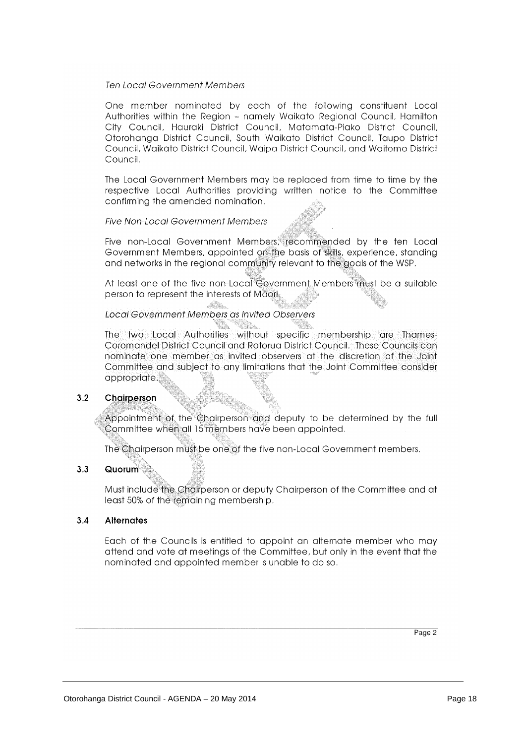*Ten Local Government Members*

One member nominated by each of the following constituent Local Authorities within the Region – namely Waikato Regional Council, Hamilton City Council, Hauraki District Council, Matamata-Piako District Council, Otorohanga District Council, South Waikato District Council, Taupo District Council, Waikato District Council, Waipa District Council, and Waitomo District Council.

The Local Government Members may be replaced from time to time by the respective Local Authorities providing written notice to the Committee confirming the amended nomination.

*Five Non-Local Government Members*

Five non-Local Government Members, recommended by the ten Local Government Members, appointed on the basis of skills, experience, standing and networks in the regional community relevant to the goals of the WSP.

At least one of the five non-Local Government Members must be a suitable person to represent the interests of Māori.

*Local Government Members as Invited Observers*

The two Local Authorities without specific membership are Thames-Coromandel District Council and Rotorua District Council. These Councils can nominate one member as invited observers at the discretion of the Joint Committee and subject to any limitations that the Joint Committee consider appropriate.

### 3.2 Chairperson

Appointment of the Chairperson and deputy to be determined by the full Committee when all 15 members have been appointed.

The Chairperson must be one of the five non-Local Government members.

### 3.3 Quorum

Must include the Chairperson or deputy Chairperson of the Committee and at least 50% of the remaining membership.

### 3.4 Alternates

Each of the Councils is entitled to appoint an alternate member who may attend and vote at meetings of the Committee, but only in the event that the nominated and appointed member is unable to do so.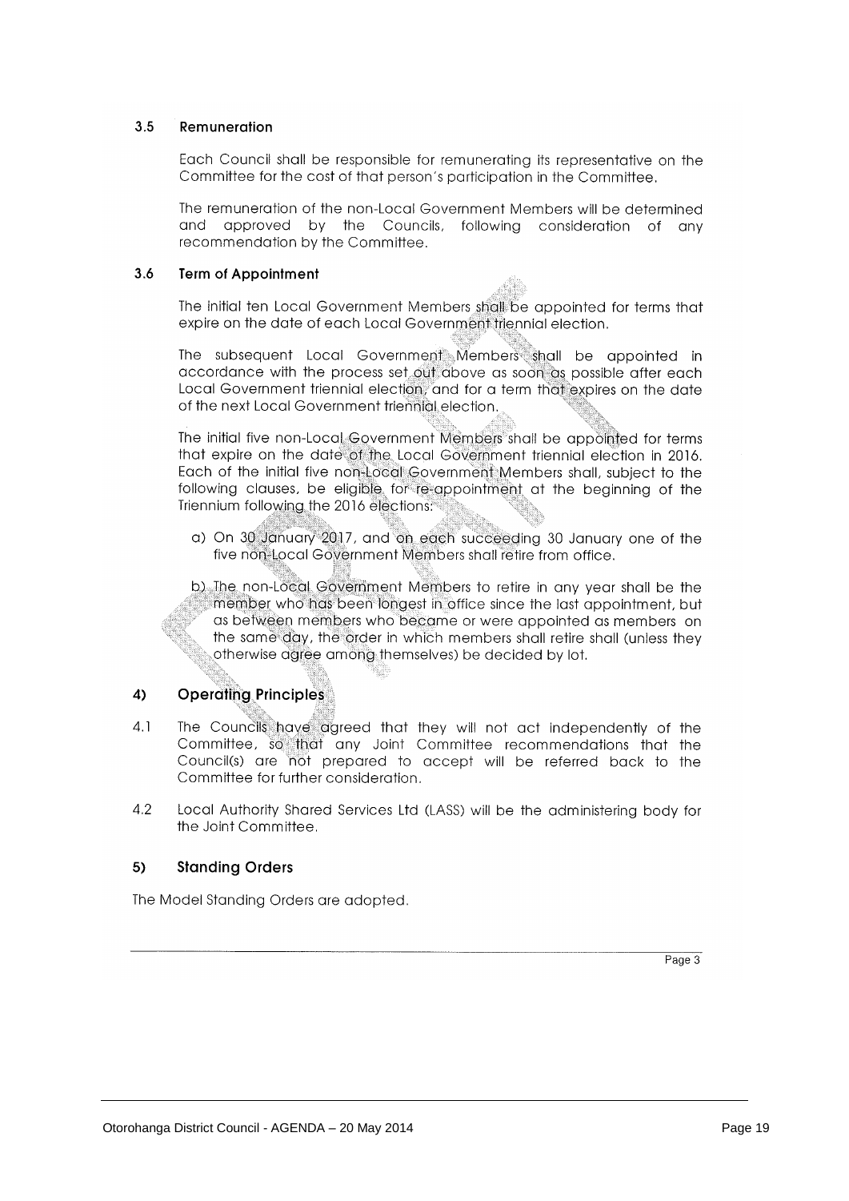### 3.5 Remuneration

Each Council shall be responsible for remunerating its representative on the Committee for the cost of that person's participation in the Committee.

The remuneration of the non-Local Government Members will be determined and approved by the Councils, following consideration of any recommendation by the Committee.

### 3.6 Term of Appointment

The initial ten Local Government Members shall be appointed for terms that expire on the date of each Local Government triennial election.

The subsequent Local Government Members shall be appointed in accordance with the process set out above as soon as possible after each Local Government triennial election, and for a term that expires on the date of the next Local Government triennial election.

The initial five non-Local Government Members shall be appointed for terms that expire on the date of the Local Government triennial election in 2016. Each of the initial five non-Local Government Members shall, subject to the following clauses, be eligible for re-appointment at the beginning of the Triennium following the 2016 elections:

a) On 30 January 2017, and on each succeeding 30 January one of the five non-Local Government Members shall retire from office.

b) The non-Local Government Members to retire in any year shall be the member who has been longest in office since the last appointment, but as between members who became or were appointed as members on the same day, the order in which members shall retire shall (unless they otherwise agree among themselves) be decided by lot.

## 4) Operating Principles

4.1 The Councils have agreed that they will not act independently of the Committee, so that any Joint Committee recommendations that the Council(s) are not prepared to accept will be referred back to the Committee for further consideration.

4.2 Local Authority Shared Services Ltd (LASS) will be the administering body for the Joint Committee.

## 5) Standing Orders

The Model Standing Orders are adopted.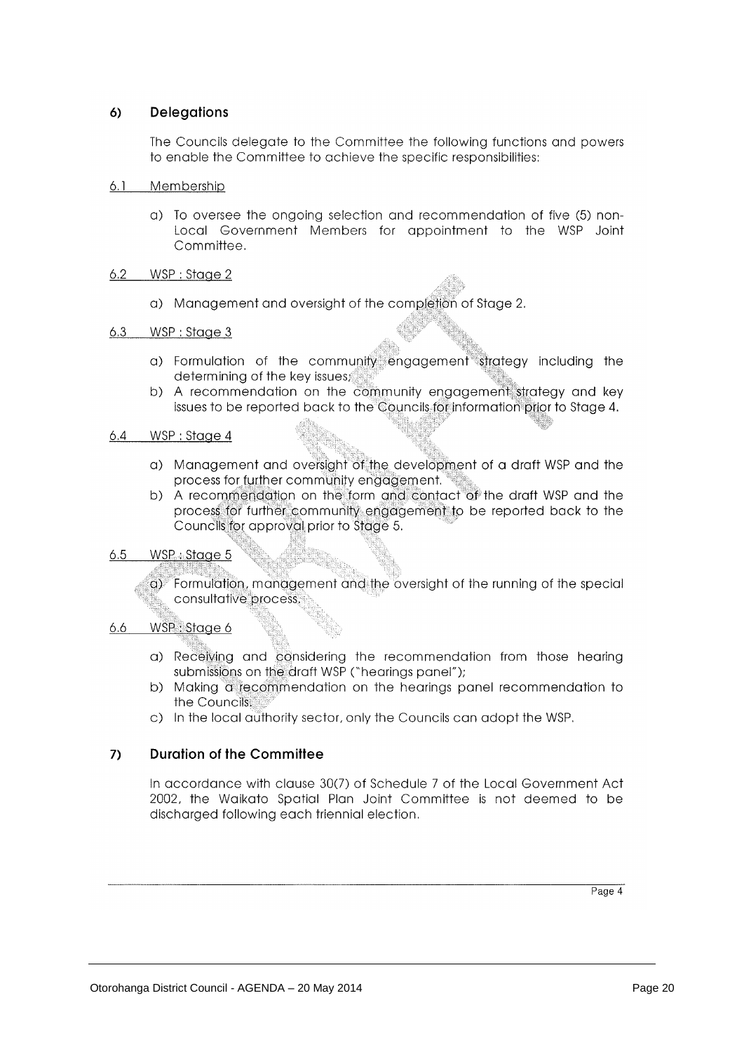## 6) Delegations

The Councils delegate to the Committee the following functions and powers to enable the Committee to achieve the specific responsibilities:

### 6.1 Membership

a) To oversee the ongoing selection and recommendation of five (5) non-Local Government Members for appointment to the WSP Joint Committee.

### 6.2 WSP : Stage 2

a) Management and oversight of the completion of Stage 2.

### 6.3 WSP : Stage 3

a) Formulation of the community engagement strategy including the determining of the key issues;
b) A recommendation on the community engagement strategy and key issues to be reported back to the Councils for information prior to Stage 4.

### 6.4 WSP : Stage 4

a) Management and oversight of the development of a draft WSP and the process for further community engagement.
b) A recommendation on the form and contact of the draft WSP and the process for further community engagement to be reported back to the Councils for approval prior to Stage 5.

### 6.5 WSP : Stage 5

a) Formulation, management and the oversight of the running of the special consultative process.

### 6.6 WSP : Stage 6

a) Receiving and considering the recommendation from those hearing submissions on the draft WSP ("hearings panel");
b) Making a recommendation on the hearings panel recommendation to the Councils.
c) In the local authority sector, only the Councils can adopt the WSP.

## 7) Duration of the Committee

In accordance with clause 30(7) of Schedule 7 of the Local Government Act 2002, the Waikato Spatial Plan Joint Committee is not deemed to be discharged following each triennial election.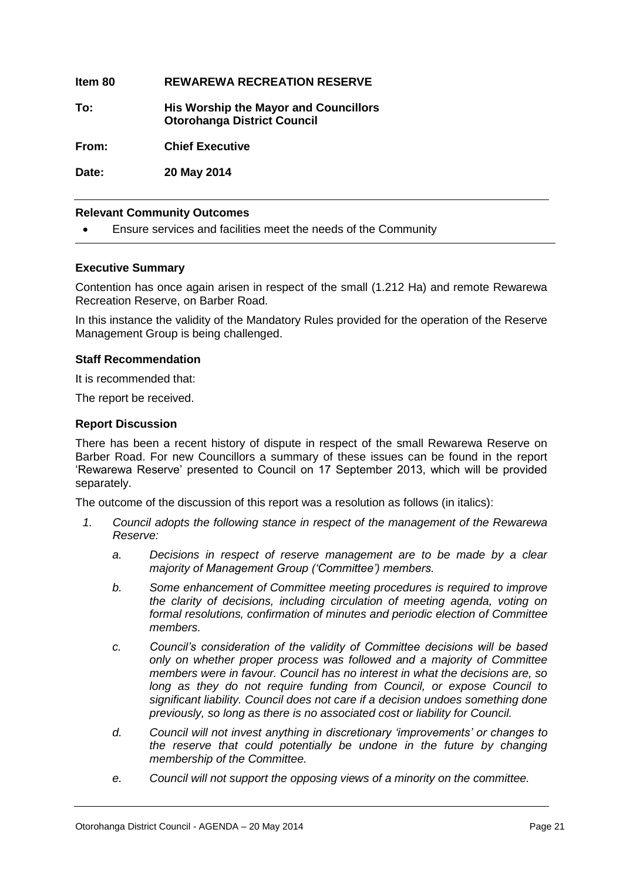**Item 80 REWAREWA RECREATION RESERVE**

**To: His Worship the Mayor and Councillors**
**Otorohanga District Council**

**From: Chief Executive**

**Date: 20 May 2014**

---

**Relevant Community Outcomes**

- Ensure services and facilities meet the needs of the Community

---

**Executive Summary**

Contention has once again arisen in respect of the small (1.212 Ha) and remote Rewarewa Recreation Reserve, on Barber Road.

In this instance the validity of the Mandatory Rules provided for the operation of the Reserve Management Group is being challenged.

**Staff Recommendation**

It is recommended that:

The report be received.

**Report Discussion**

There has been a recent history of dispute in respect of the small Rewarewa Reserve on Barber Road. For new Councillors a summary of these issues can be found in the report 'Rewarewa Reserve' presented to Council on 17 September 2013, which will be provided separately.

The outcome of the discussion of this report was a resolution as follows (in italics):

1. *Council adopts the following stance in respect of the management of the Rewarewa Reserve:*

   a. *Decisions in respect of reserve management are to be made by a clear majority of Management Group ('Committee') members.*

   b. *Some enhancement of Committee meeting procedures is required to improve the clarity of decisions, including circulation of meeting agenda, voting on formal resolutions, confirmation of minutes and periodic election of Committee members.*

   c. *Council's consideration of the validity of Committee decisions will be based only on whether proper process was followed and a majority of Committee members were in favour. Council has no interest in what the decisions are, so long as they do not require funding from Council, or expose Council to significant liability. Council does not care if a decision undoes something done previously, so long as there is no associated cost or liability for Council.*

   d. *Council will not invest anything in discretionary 'improvements' or changes to the reserve that could potentially be undone in the future by changing membership of the Committee.*

   e. *Council will not support the opposing views of a minority on the committee.*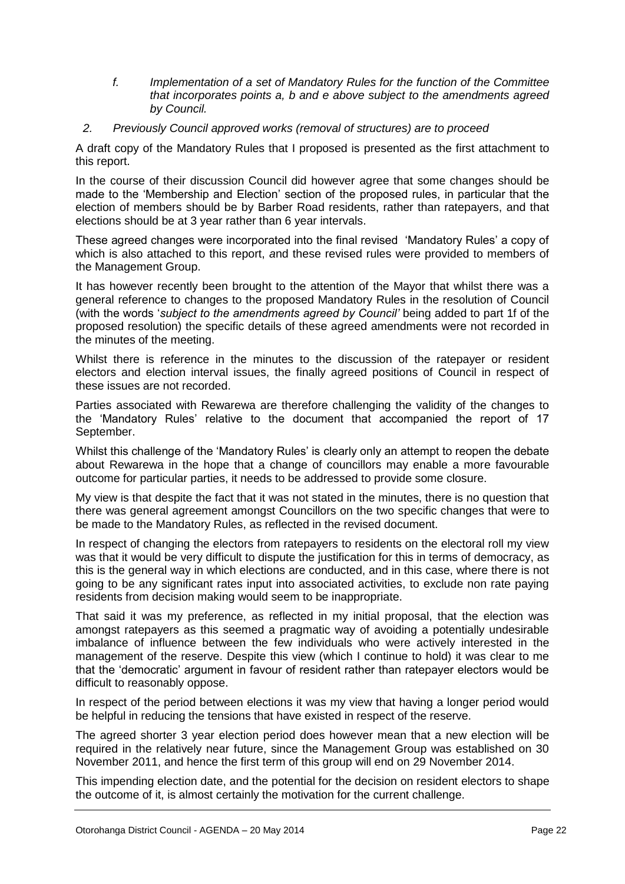*f. Implementation of a set of Mandatory Rules for the function of the Committee that incorporates points a, b and e above subject to the amendments agreed by Council.*

*2. Previously Council approved works (removal of structures) are to proceed*

A draft copy of the Mandatory Rules that I proposed is presented as the first attachment to this report.

In the course of their discussion Council did however agree that some changes should be made to the 'Membership and Election' section of the proposed rules, in particular that the election of members should be by Barber Road residents, rather than ratepayers, and that elections should be at 3 year rather than 6 year intervals.

These agreed changes were incorporated into the final revised 'Mandatory Rules' a copy of which is also attached to this report, and these revised rules were provided to members of the Management Group.

It has however recently been brought to the attention of the Mayor that whilst there was a general reference to changes to the proposed Mandatory Rules in the resolution of Council (with the words '*subject to the amendments agreed by Council'* being added to part 1f of the proposed resolution) the specific details of these agreed amendments were not recorded in the minutes of the meeting.

Whilst there is reference in the minutes to the discussion of the ratepayer or resident electors and election interval issues, the finally agreed positions of Council in respect of these issues are not recorded.

Parties associated with Rewarewa are therefore challenging the validity of the changes to the 'Mandatory Rules' relative to the document that accompanied the report of 17 September.

Whilst this challenge of the 'Mandatory Rules' is clearly only an attempt to reopen the debate about Rewarewa in the hope that a change of councillors may enable a more favourable outcome for particular parties, it needs to be addressed to provide some closure.

My view is that despite the fact that it was not stated in the minutes, there is no question that there was general agreement amongst Councillors on the two specific changes that were to be made to the Mandatory Rules, as reflected in the revised document.

In respect of changing the electors from ratepayers to residents on the electoral roll my view was that it would be very difficult to dispute the justification for this in terms of democracy, as this is the general way in which elections are conducted, and in this case, where there is not going to be any significant rates input into associated activities, to exclude non rate paying residents from decision making would seem to be inappropriate.

That said it was my preference, as reflected in my initial proposal, that the election was amongst ratepayers as this seemed a pragmatic way of avoiding a potentially undesirable imbalance of influence between the few individuals who were actively interested in the management of the reserve. Despite this view (which I continue to hold) it was clear to me that the 'democratic' argument in favour of resident rather than ratepayer electors would be difficult to reasonably oppose.

In respect of the period between elections it was my view that having a longer period would be helpful in reducing the tensions that have existed in respect of the reserve.

The agreed shorter 3 year election period does however mean that a new election will be required in the relatively near future, since the Management Group was established on 30 November 2011, and hence the first term of this group will end on 29 November 2014.

This impending election date, and the potential for the decision on resident electors to shape the outcome of it, is almost certainly the motivation for the current challenge.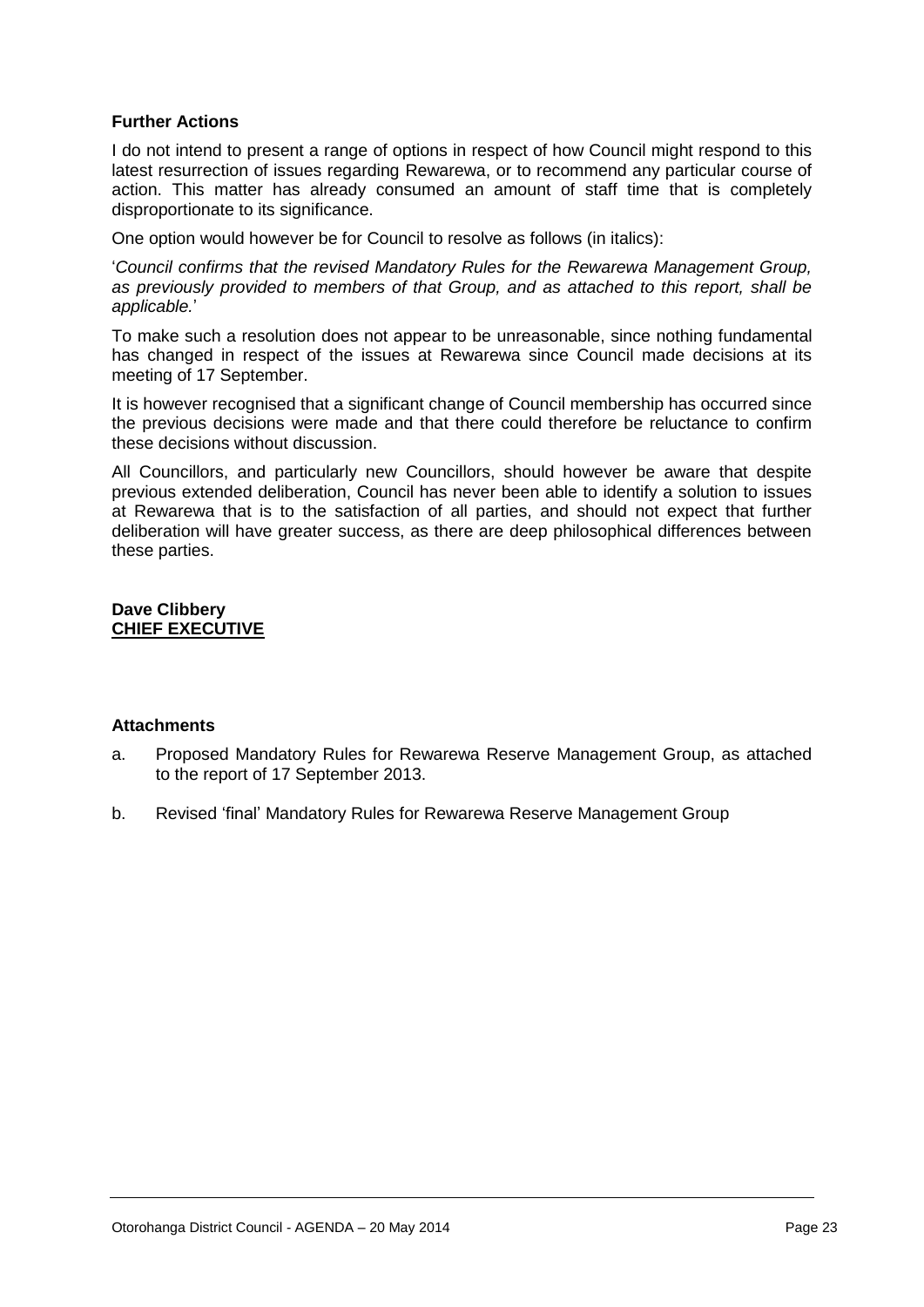**Further Actions**

I do not intend to present a range of options in respect of how Council might respond to this latest resurrection of issues regarding Rewarewa, or to recommend any particular course of action. This matter has already consumed an amount of staff time that is completely disproportionate to its significance.

One option would however be for Council to resolve as follows (in italics):

'*Council confirms that the revised Mandatory Rules for the Rewarewa Management Group, as previously provided to members of that Group, and as attached to this report, shall be applicable.*'

To make such a resolution does not appear to be unreasonable, since nothing fundamental has changed in respect of the issues at Rewarewa since Council made decisions at its meeting of 17 September.

It is however recognised that a significant change of Council membership has occurred since the previous decisions were made and that there could therefore be reluctance to confirm these decisions without discussion.

All Councillors, and particularly new Councillors, should however be aware that despite previous extended deliberation, Council has never been able to identify a solution to issues at Rewarewa that is to the satisfaction of all parties, and should not expect that further deliberation will have greater success, as there are deep philosophical differences between these parties.

**Dave Clibbery**
**CHIEF EXECUTIVE**

**Attachments**

a. Proposed Mandatory Rules for Rewarewa Reserve Management Group, as attached to the report of 17 September 2013.

b. Revised 'final' Mandatory Rules for Rewarewa Reserve Management Group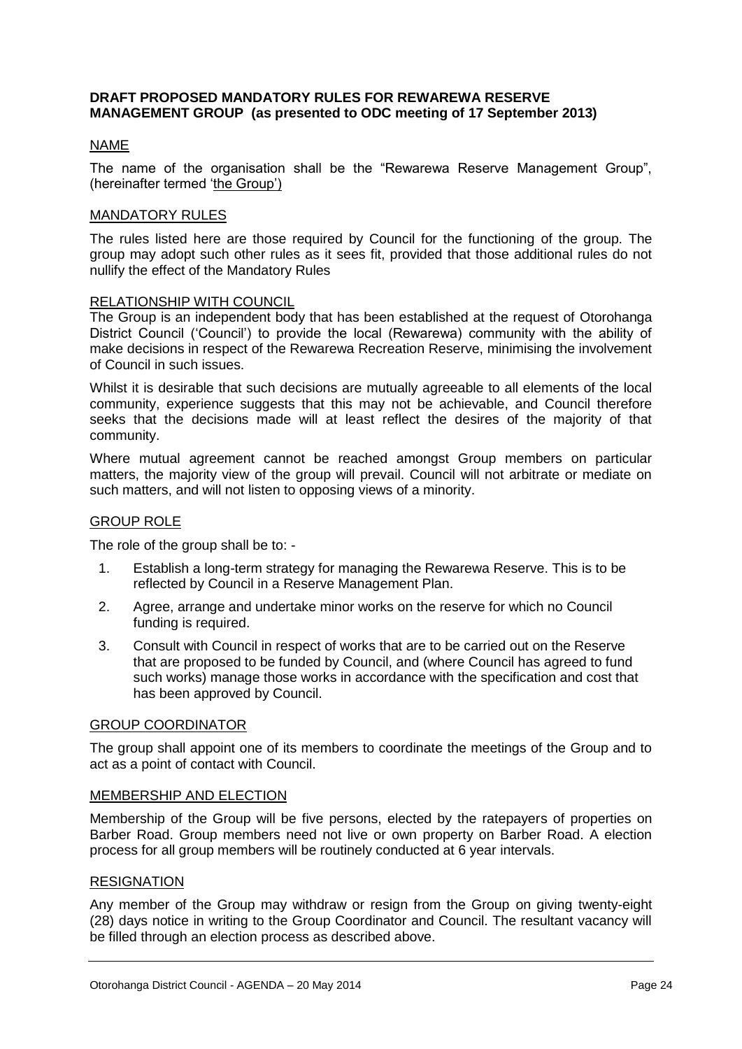**DRAFT PROPOSED MANDATORY RULES FOR REWAREWA RESERVE MANAGEMENT GROUP (as presented to ODC meeting of 17 September 2013)**

NAME

The name of the organisation shall be the "Rewarewa Reserve Management Group", (hereinafter termed 'the Group')

MANDATORY RULES

The rules listed here are those required by Council for the functioning of the group. The group may adopt such other rules as it sees fit, provided that those additional rules do not nullify the effect of the Mandatory Rules

RELATIONSHIP WITH COUNCIL

The Group is an independent body that has been established at the request of Otorohanga District Council ('Council') to provide the local (Rewarewa) community with the ability of make decisions in respect of the Rewarewa Recreation Reserve, minimising the involvement of Council in such issues.

Whilst it is desirable that such decisions are mutually agreeable to all elements of the local community, experience suggests that this may not be achievable, and Council therefore seeks that the decisions made will at least reflect the desires of the majority of that community.

Where mutual agreement cannot be reached amongst Group members on particular matters, the majority view of the group will prevail. Council will not arbitrate or mediate on such matters, and will not listen to opposing views of a minority.

GROUP ROLE

The role of the group shall be to: -

1. Establish a long-term strategy for managing the Rewarewa Reserve. This is to be reflected by Council in a Reserve Management Plan.
2. Agree, arrange and undertake minor works on the reserve for which no Council funding is required.
3. Consult with Council in respect of works that are to be carried out on the Reserve that are proposed to be funded by Council, and (where Council has agreed to fund such works) manage those works in accordance with the specification and cost that has been approved by Council.

GROUP COORDINATOR

The group shall appoint one of its members to coordinate the meetings of the Group and to act as a point of contact with Council.

MEMBERSHIP AND ELECTION

Membership of the Group will be five persons, elected by the ratepayers of properties on Barber Road. Group members need not live or own property on Barber Road. A election process for all group members will be routinely conducted at 6 year intervals.

RESIGNATION

Any member of the Group may withdraw or resign from the Group on giving twenty-eight (28) days notice in writing to the Group Coordinator and Council. The resultant vacancy will be filled through an election process as described above.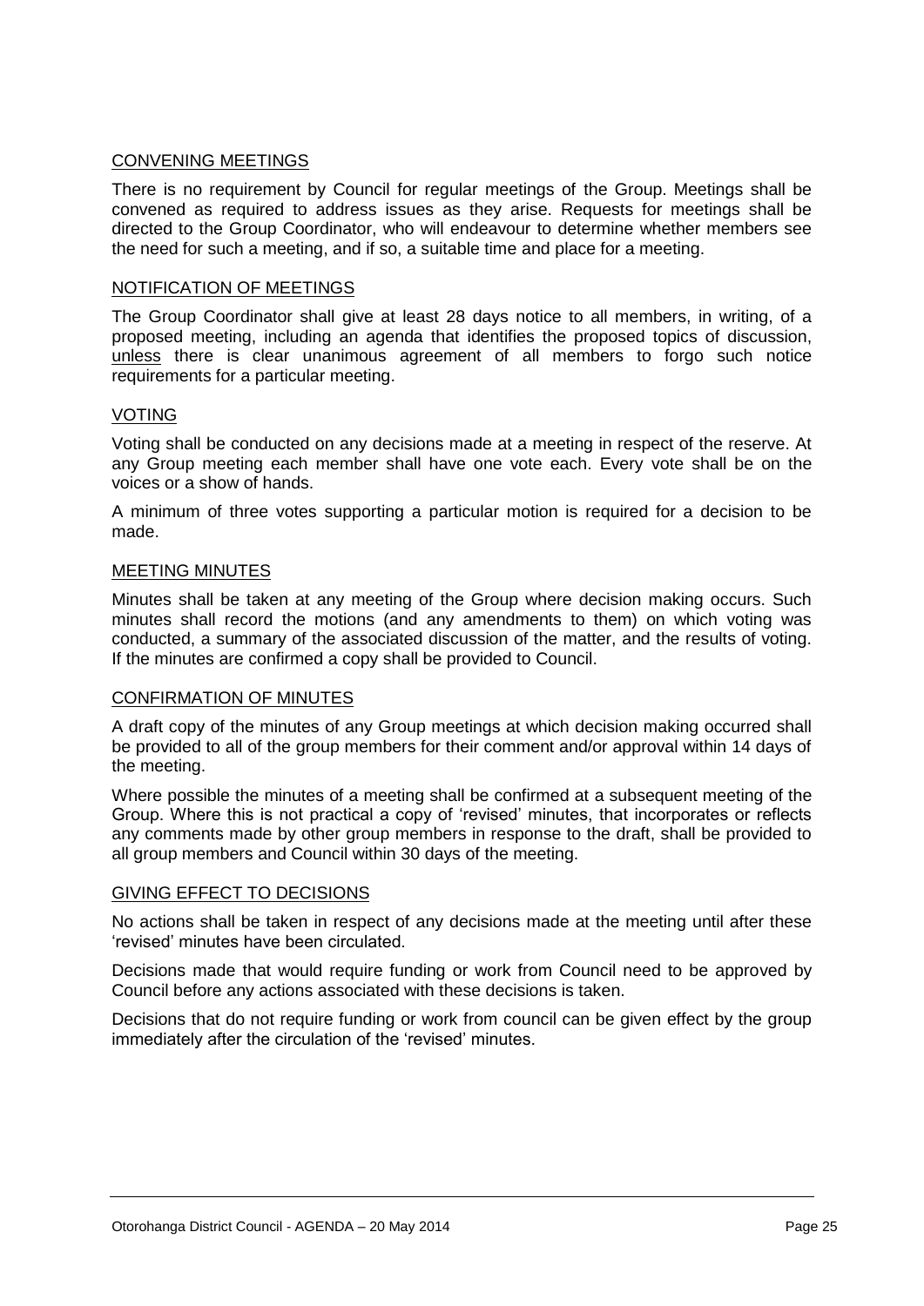## CONVENING MEETINGS

There is no requirement by Council for regular meetings of the Group. Meetings shall be convened as required to address issues as they arise. Requests for meetings shall be directed to the Group Coordinator, who will endeavour to determine whether members see the need for such a meeting, and if so, a suitable time and place for a meeting.

## NOTIFICATION OF MEETINGS

The Group Coordinator shall give at least 28 days notice to all members, in writing, of a proposed meeting, including an agenda that identifies the proposed topics of discussion, unless there is clear unanimous agreement of all members to forgo such notice requirements for a particular meeting.

## VOTING

Voting shall be conducted on any decisions made at a meeting in respect of the reserve. At any Group meeting each member shall have one vote each. Every vote shall be on the voices or a show of hands.

A minimum of three votes supporting a particular motion is required for a decision to be made.

## MEETING MINUTES

Minutes shall be taken at any meeting of the Group where decision making occurs. Such minutes shall record the motions (and any amendments to them) on which voting was conducted, a summary of the associated discussion of the matter, and the results of voting. If the minutes are confirmed a copy shall be provided to Council.

## CONFIRMATION OF MINUTES

A draft copy of the minutes of any Group meetings at which decision making occurred shall be provided to all of the group members for their comment and/or approval within 14 days of the meeting.

Where possible the minutes of a meeting shall be confirmed at a subsequent meeting of the Group. Where this is not practical a copy of 'revised' minutes, that incorporates or reflects any comments made by other group members in response to the draft, shall be provided to all group members and Council within 30 days of the meeting.

## GIVING EFFECT TO DECISIONS

No actions shall be taken in respect of any decisions made at the meeting until after these 'revised' minutes have been circulated.

Decisions made that would require funding or work from Council need to be approved by Council before any actions associated with these decisions is taken.

Decisions that do not require funding or work from council can be given effect by the group immediately after the circulation of the 'revised' minutes.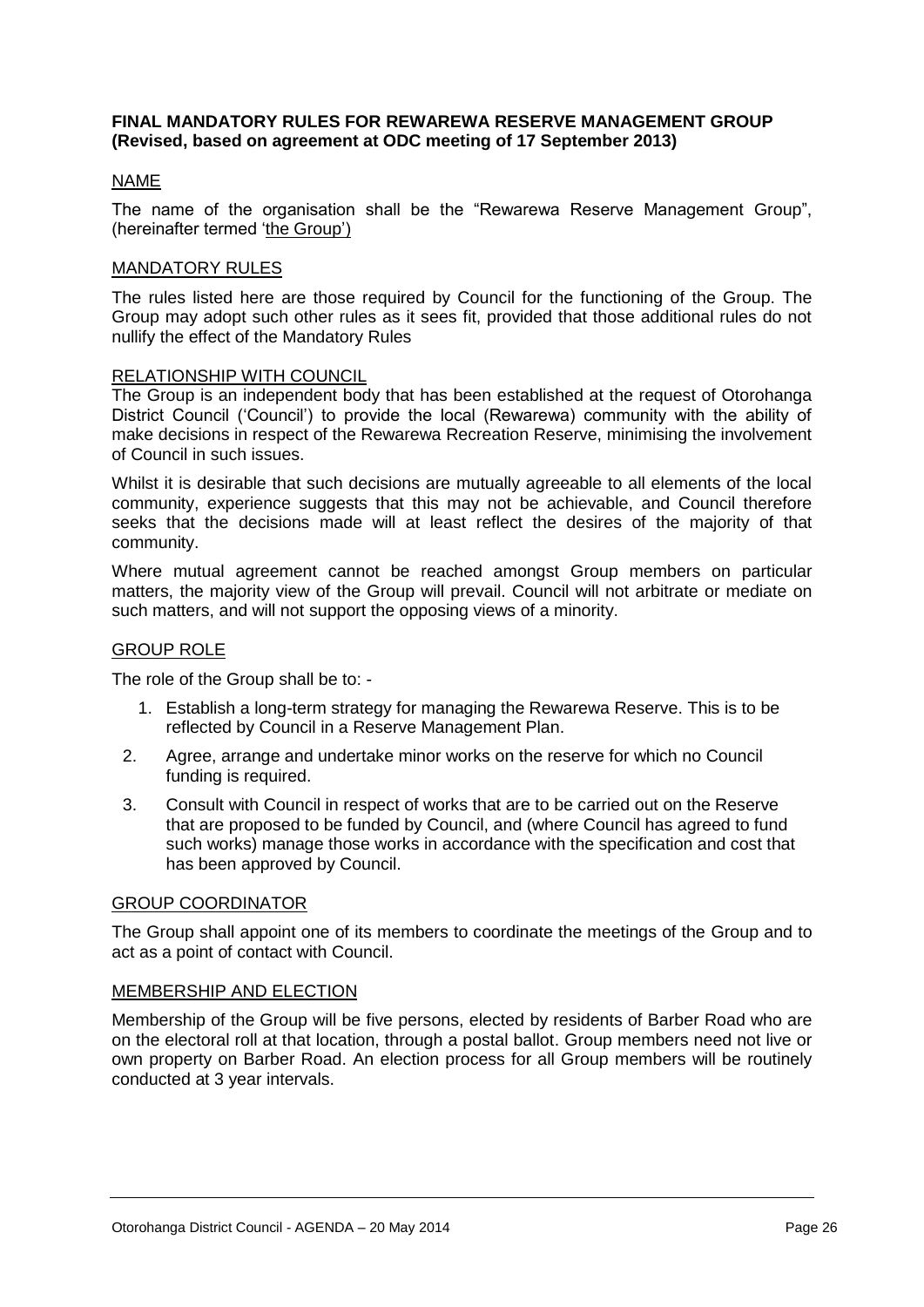**FINAL MANDATORY RULES FOR REWAREWA RESERVE MANAGEMENT GROUP (Revised, based on agreement at ODC meeting of 17 September 2013)**

## NAME

The name of the organisation shall be the "Rewarewa Reserve Management Group", (hereinafter termed 'the Group')

## MANDATORY RULES

The rules listed here are those required by Council for the functioning of the Group. The Group may adopt such other rules as it sees fit, provided that those additional rules do not nullify the effect of the Mandatory Rules

## RELATIONSHIP WITH COUNCIL

The Group is an independent body that has been established at the request of Otorohanga District Council ('Council') to provide the local (Rewarewa) community with the ability of make decisions in respect of the Rewarewa Recreation Reserve, minimising the involvement of Council in such issues.

Whilst it is desirable that such decisions are mutually agreeable to all elements of the local community, experience suggests that this may not be achievable, and Council therefore seeks that the decisions made will at least reflect the desires of the majority of that community.

Where mutual agreement cannot be reached amongst Group members on particular matters, the majority view of the Group will prevail. Council will not arbitrate or mediate on such matters, and will not support the opposing views of a minority.

## GROUP ROLE

The role of the Group shall be to: -

1. Establish a long-term strategy for managing the Rewarewa Reserve. This is to be reflected by Council in a Reserve Management Plan.
2. Agree, arrange and undertake minor works on the reserve for which no Council funding is required.
3. Consult with Council in respect of works that are to be carried out on the Reserve that are proposed to be funded by Council, and (where Council has agreed to fund such works) manage those works in accordance with the specification and cost that has been approved by Council.

## GROUP COORDINATOR

The Group shall appoint one of its members to coordinate the meetings of the Group and to act as a point of contact with Council.

## MEMBERSHIP AND ELECTION

Membership of the Group will be five persons, elected by residents of Barber Road who are on the electoral roll at that location, through a postal ballot. Group members need not live or own property on Barber Road. An election process for all Group members will be routinely conducted at 3 year intervals.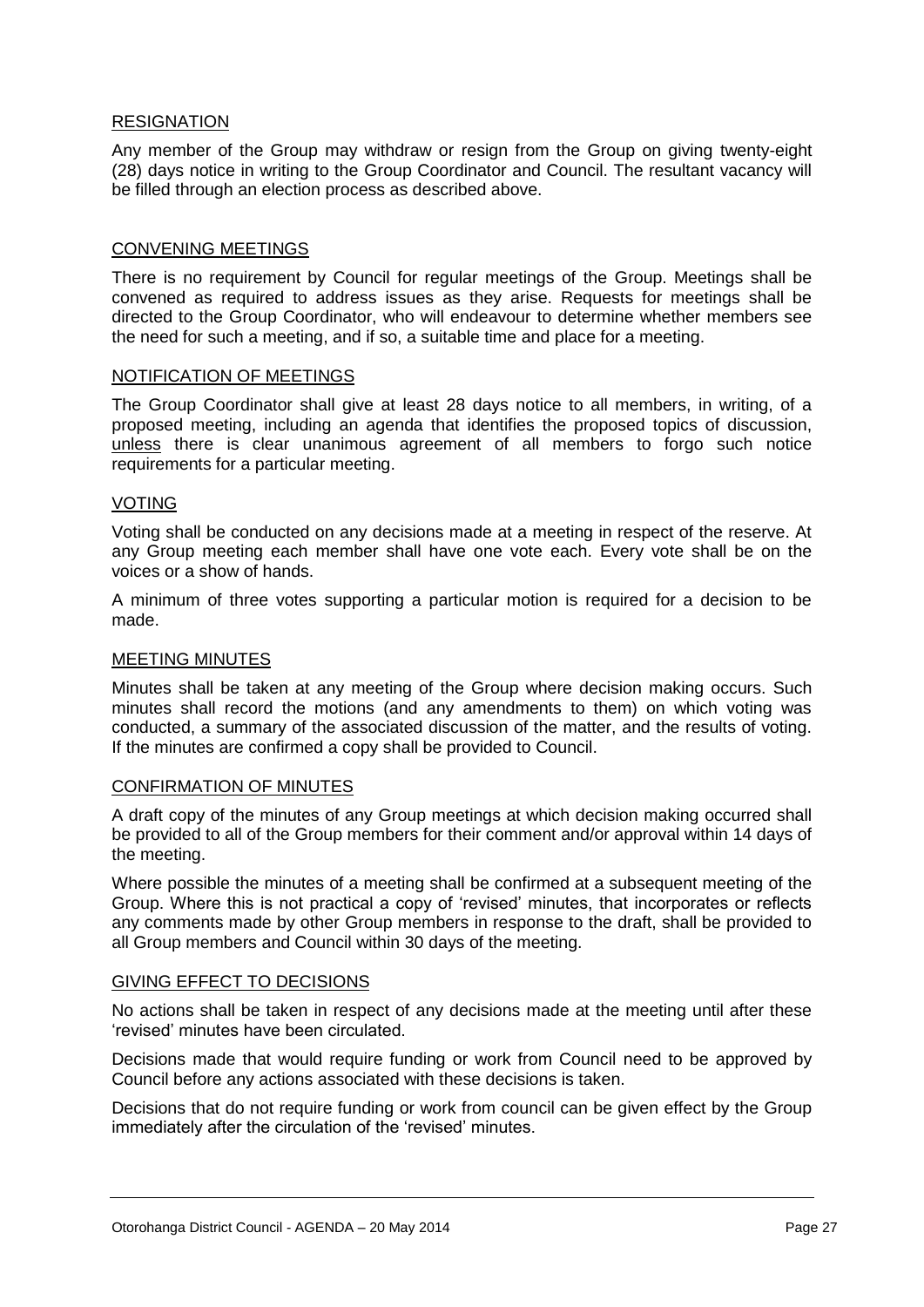RESIGNATION

Any member of the Group may withdraw or resign from the Group on giving twenty-eight (28) days notice in writing to the Group Coordinator and Council. The resultant vacancy will be filled through an election process as described above.

CONVENING MEETINGS

There is no requirement by Council for regular meetings of the Group. Meetings shall be convened as required to address issues as they arise. Requests for meetings shall be directed to the Group Coordinator, who will endeavour to determine whether members see the need for such a meeting, and if so, a suitable time and place for a meeting.

NOTIFICATION OF MEETINGS

The Group Coordinator shall give at least 28 days notice to all members, in writing, of a proposed meeting, including an agenda that identifies the proposed topics of discussion, unless there is clear unanimous agreement of all members to forgo such notice requirements for a particular meeting.

VOTING

Voting shall be conducted on any decisions made at a meeting in respect of the reserve. At any Group meeting each member shall have one vote each. Every vote shall be on the voices or a show of hands.

A minimum of three votes supporting a particular motion is required for a decision to be made.

MEETING MINUTES

Minutes shall be taken at any meeting of the Group where decision making occurs. Such minutes shall record the motions (and any amendments to them) on which voting was conducted, a summary of the associated discussion of the matter, and the results of voting. If the minutes are confirmed a copy shall be provided to Council.

CONFIRMATION OF MINUTES

A draft copy of the minutes of any Group meetings at which decision making occurred shall be provided to all of the Group members for their comment and/or approval within 14 days of the meeting.

Where possible the minutes of a meeting shall be confirmed at a subsequent meeting of the Group. Where this is not practical a copy of 'revised' minutes, that incorporates or reflects any comments made by other Group members in response to the draft, shall be provided to all Group members and Council within 30 days of the meeting.

GIVING EFFECT TO DECISIONS

No actions shall be taken in respect of any decisions made at the meeting until after these 'revised' minutes have been circulated.

Decisions made that would require funding or work from Council need to be approved by Council before any actions associated with these decisions is taken.

Decisions that do not require funding or work from council can be given effect by the Group immediately after the circulation of the 'revised' minutes.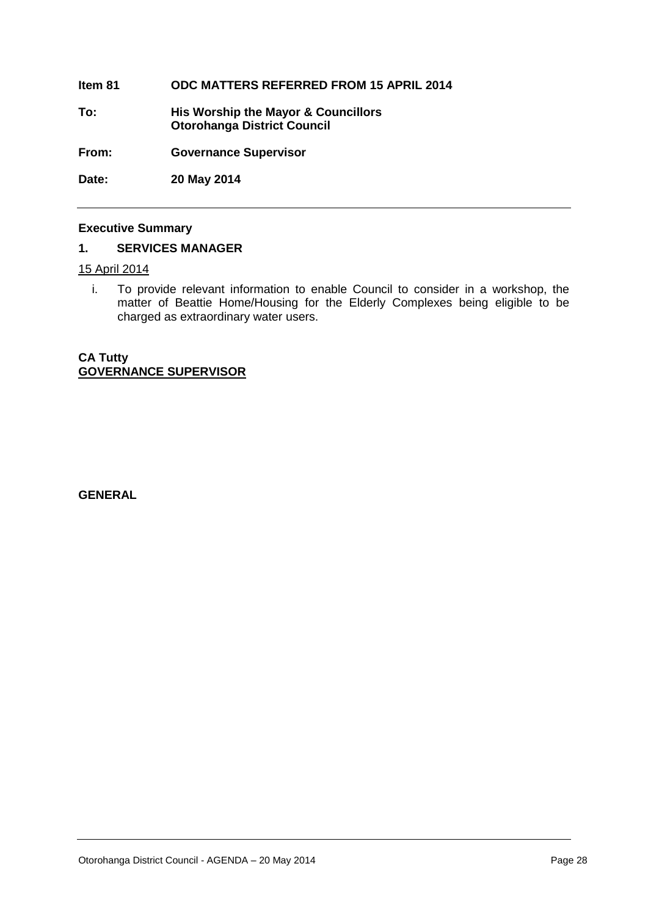**Item 81 ODC MATTERS REFERRED FROM 15 APRIL 2014**

**To: His Worship the Mayor & Councillors**
**Otorohanga District Council**

**From: Governance Supervisor**

**Date: 20 May 2014**

---

**Executive Summary**

**1. SERVICES MANAGER**

15 April 2014

i. To provide relevant information to enable Council to consider in a workshop, the matter of Beattie Home/Housing for the Elderly Complexes being eligible to be charged as extraordinary water users.

**CA Tutty**
**GOVERNANCE SUPERVISOR**

**GENERAL**